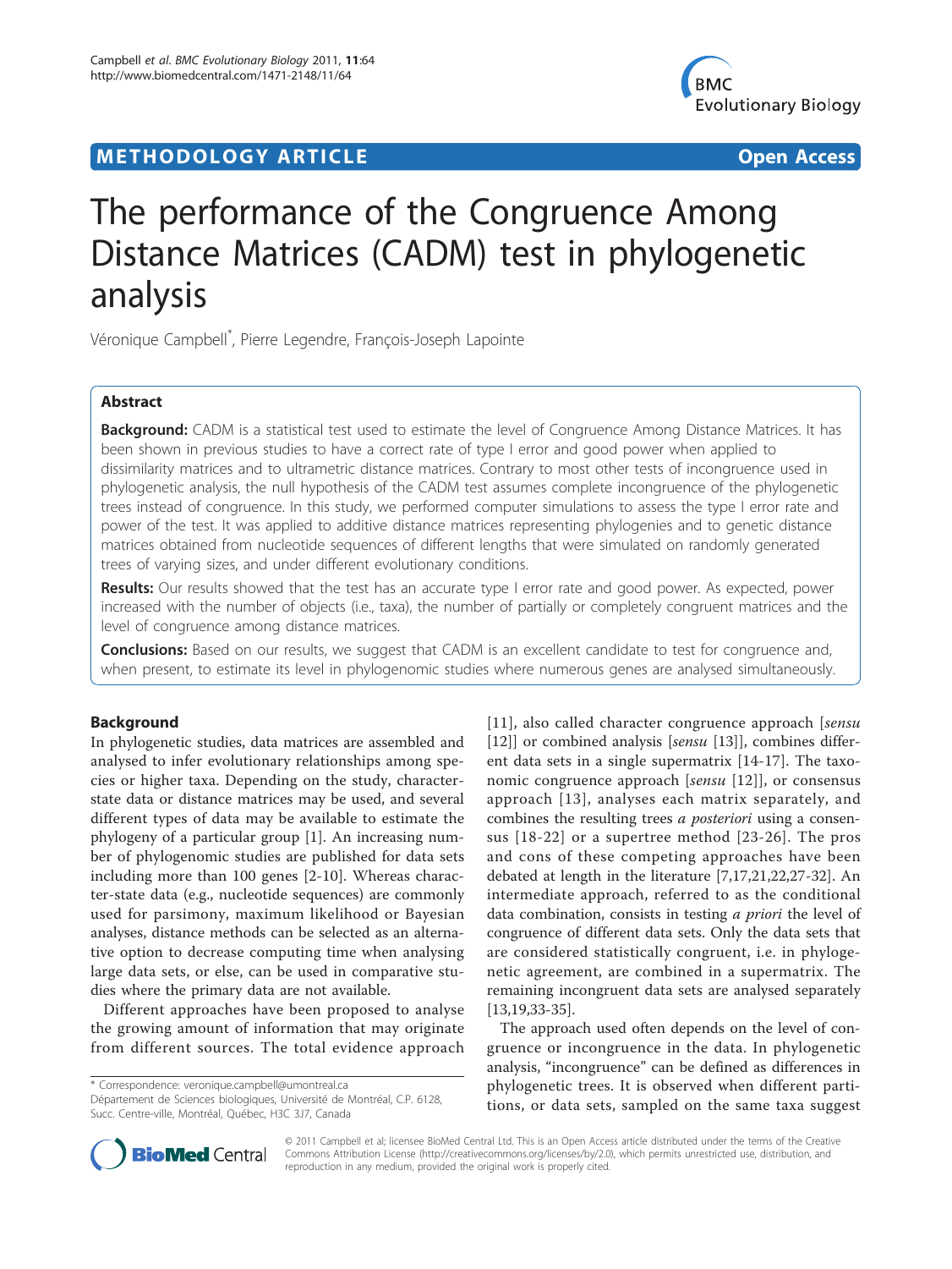METHODOLOGY ARTICLE Open Access

# The performance of the Congruence Among Distance Matrices (CADM) test in phylogenetic analysis

Véronique Campbell*, Pierre Legendre, François-Joseph Lapointe

## Abstract

**Background:** CADM is a statistical test used to estimate the level of Congruence Among Distance Matrices. It has been shown in previous studies to have a correct rate of type I error and good power when applied to dissimilarity matrices and to ultrametric distance matrices. Contrary to most other tests of incongruence used in phylogenetic analysis, the null hypothesis of the CADM test assumes complete incongruence of the phylogenetic trees instead of congruence. In this study, we performed computer simulations to assess the type I error rate and power of the test. It was applied to additive distance matrices representing phylogenies and to genetic distance matrices obtained from nucleotide sequences of different lengths that were simulated on randomly generated trees of varying sizes, and under different evolutionary conditions.

**Results:** Our results showed that the test has an accurate type I error rate and good power. As expected, power increased with the number of objects (i.e., taxa), the number of partially or completely congruent matrices and the level of congruence among distance matrices.

**Conclusions:** Based on our results, we suggest that CADM is an excellent candidate to test for congruence and, when present, to estimate its level in phylogenomic studies where numerous genes are analysed simultaneously.

## Background

In phylogenetic studies, data matrices are assembled and analysed to infer evolutionary relationships among species or higher taxa. Depending on the study, character-state data or distance matrices may be used, and several different types of data may be available to estimate the phylogeny of a particular group [1]. An increasing number of phylogenomic studies are published for data sets including more than 100 genes [2-10]. Whereas character-state data (e.g., nucleotide sequences) are commonly used for parsimony, maximum likelihood or Bayesian analyses, distance methods can be selected as an alternative option to decrease computing time when analysing large data sets, or else, can be used in comparative studies where the primary data are not available.

Different approaches have been proposed to analyse the growing amount of information that may originate from different sources. The total evidence approach [11], also called character congruence approach [*sensu* [12]] or combined analysis [*sensu* [13]], combines different data sets in a single supermatrix [14-17]. The taxonomic congruence approach [*sensu* [12]], or consensus approach [13], analyses each matrix separately, and combines the resulting trees *a posteriori* using a consensus [18-22] or a supertree method [23-26]. The pros and cons of these competing approaches have been debated at length in the literature [7,17,21,22,27-32]. An intermediate approach, referred to as the conditional data combination, consists in testing *a priori* the level of congruence of different data sets. Only the data sets that are considered statistically congruent, i.e. in phylogenetic agreement, are combined in a supermatrix. The remaining incongruent data sets are analysed separately [13,19,33-35].

The approach used often depends on the level of congruence or incongruence in the data. In phylogenetic analysis, "incongruence" can be defined as differences in phylogenetic trees. It is observed when different partitions, or data sets, sampled on the same taxa suggest

\* Correspondence: veronique.campbell@umontreal.ca
Département de Sciences biologiques, Université de Montréal, C.P. 6128, Succ. Centre-ville, Montréal, Québec, H3C 3J7, Canada

© 2011 Campbell et al; licensee BioMed Central Ltd. This is an Open Access article distributed under the terms of the Creative Commons Attribution License (http://creativecommons.org/licenses/by/2.0), which permits unrestricted use, distribution, and reproduction in any medium, provided the original work is properly cited.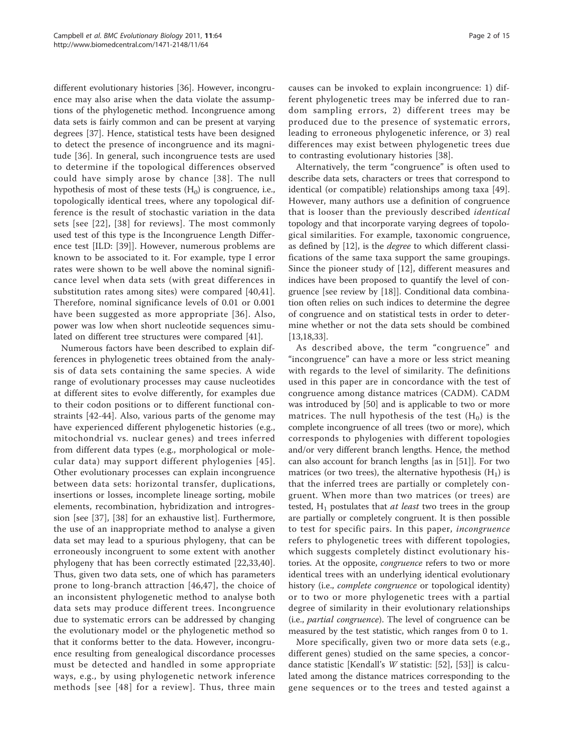different evolutionary histories [36]. However, incongruence may also arise when the data violate the assumptions of the phylogenetic method. Incongruence among data sets is fairly common and can be present at varying degrees [37]. Hence, statistical tests have been designed to detect the presence of incongruence and its magnitude [36]. In general, such incongruence tests are used to determine if the topological differences observed could have simply arose by chance [38]. The null hypothesis of most of these tests ($H_0$) is congruence, i.e., topologically identical trees, where any topological difference is the result of stochastic variation in the data sets [see [22], [38] for reviews]. The most commonly used test of this type is the Incongruence Length Difference test [ILD: [39]]. However, numerous problems are known to be associated to it. For example, type I error rates were shown to be well above the nominal significance level when data sets (with great differences in substitution rates among sites) were compared [40,41]. Therefore, nominal significance levels of 0.01 or 0.001 have been suggested as more appropriate [36]. Also, power was low when short nucleotide sequences simulated on different tree structures were compared [41].

Numerous factors have been described to explain differences in phylogenetic trees obtained from the analysis of data sets containing the same species. A wide range of evolutionary processes may cause nucleotides at different sites to evolve differently, for examples due to their codon positions or to different functional constraints [42-44]. Also, various parts of the genome may have experienced different phylogenetic histories (e.g., mitochondrial vs. nuclear genes) and trees inferred from different data types (e.g., morphological or molecular data) may support different phylogenies [45]. Other evolutionary processes can explain incongruence between data sets: horizontal transfer, duplications, insertions or losses, incomplete lineage sorting, mobile elements, recombination, hybridization and introgression [see [37], [38] for an exhaustive list]. Furthermore, the use of an inappropriate method to analyse a given data set may lead to a spurious phylogeny, that can be erroneously incongruent to some extent with another phylogeny that has been correctly estimated [22,33,40]. Thus, given two data sets, one of which has parameters prone to long-branch attraction [46,47], the choice of an inconsistent phylogenetic method to analyse both data sets may produce different trees. Incongruence due to systematic errors can be addressed by changing the evolutionary model or the phylogenetic method so that it conforms better to the data. However, incongruence resulting from genealogical discordance processes must be detected and handled in some appropriate ways, e.g., by using phylogenetic network inference methods [see [48] for a review]. Thus, three main causes can be invoked to explain incongruence: 1) different phylogenetic trees may be inferred due to random sampling errors, 2) different trees may be produced due to the presence of systematic errors, leading to erroneous phylogenetic inference, or 3) real differences may exist between phylogenetic trees due to contrasting evolutionary histories [38].

Alternatively, the term "congruence" is often used to describe data sets, characters or trees that correspond to identical (or compatible) relationships among taxa [49]. However, many authors use a definition of congruence that is looser than the previously described *identical* topology and that incorporate varying degrees of topological similarities. For example, taxonomic congruence, as defined by [12], is the *degree* to which different classifications of the same taxa support the same groupings. Since the pioneer study of [12], different measures and indices have been proposed to quantify the level of congruence [see review by [18]]. Conditional data combination often relies on such indices to determine the degree of congruence and on statistical tests in order to determine whether or not the data sets should be combined [13,18,33].

As described above, the term "congruence" and "incongruence" can have a more or less strict meaning with regards to the level of similarity. The definitions used in this paper are in concordance with the test of congruence among distance matrices (CADM). CADM was introduced by [50] and is applicable to two or more matrices. The null hypothesis of the test ($H_0$) is the complete incongruence of all trees (two or more), which corresponds to phylogenies with different topologies and/or very different branch lengths. Hence, the method can also account for branch lengths [as in [51]]. For two matrices (or two trees), the alternative hypothesis ($H_1$) is that the inferred trees are partially or completely congruent. When more than two matrices (or trees) are tested, $H_1$ postulates that *at least* two trees in the group are partially or completely congruent. It is then possible to test for specific pairs. In this paper, *incongruence* refers to phylogenetic trees with different topologies, which suggests completely distinct evolutionary histories. At the opposite, *congruence* refers to two or more identical trees with an underlying identical evolutionary history (i.e., *complete congruence* or topological identity) or to two or more phylogenetic trees with a partial degree of similarity in their evolutionary relationships (i.e., *partial congruence*). The level of congruence can be measured by the test statistic, which ranges from 0 to 1.

More specifically, given two or more data sets (e.g., different genes) studied on the same species, a concordance statistic [Kendall's *W* statistic: [52], [53]] is calculated among the distance matrices corresponding to the gene sequences or to the trees and tested against a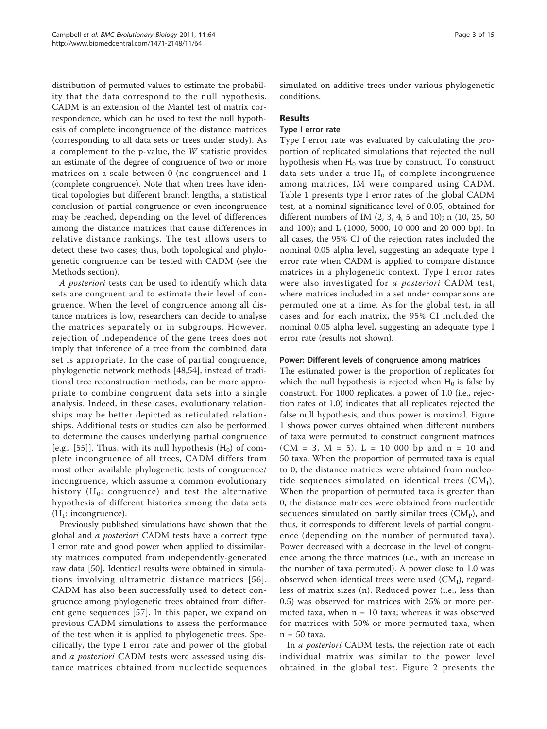distribution of permuted values to estimate the probability that the data correspond to the null hypothesis. CADM is an extension of the Mantel test of matrix correspondence, which can be used to test the null hypothesis of complete incongruence of the distance matrices (corresponding to all data sets or trees under study). As a complement to the p-value, the $W$ statistic provides an estimate of the degree of congruence of two or more matrices on a scale between 0 (no congruence) and 1 (complete congruence). Note that when trees have identical topologies but different branch lengths, a statistical conclusion of partial congruence or even incongruence may be reached, depending on the level of differences among the distance matrices that cause differences in relative distance rankings. The test allows users to detect these two cases; thus, both topological and phylogenetic congruence can be tested with CADM (see the Methods section).

*A posteriori* tests can be used to identify which data sets are congruent and to estimate their level of congruence. When the level of congruence among all distance matrices is low, researchers can decide to analyse the matrices separately or in subgroups. However, rejection of independence of the gene trees does not imply that inference of a tree from the combined data set is appropriate. In the case of partial congruence, phylogenetic network methods [48,54], instead of traditional tree reconstruction methods, can be more appropriate to combine congruent data sets into a single analysis. Indeed, in these cases, evolutionary relationships may be better depicted as reticulated relationships. Additional tests or studies can also be performed to determine the causes underlying partial congruence [e.g., [55]]. Thus, with its null hypothesis ($H_0$) of complete incongruence of all trees, CADM differs from most other available phylogenetic tests of congruence/incongruence, which assume a common evolutionary history ($H_0$: congruence) and test the alternative hypothesis of different histories among the data sets ($H_1$: incongruence).

Previously published simulations have shown that the global and *a posteriori* CADM tests have a correct type I error rate and good power when applied to dissimilarity matrices computed from independently-generated raw data [50]. Identical results were obtained in simulations involving ultrametric distance matrices [56]. CADM has also been successfully used to detect congruence among phylogenetic trees obtained from different gene sequences [57]. In this paper, we expand on previous CADM simulations to assess the performance of the test when it is applied to phylogenetic trees. Specifically, the type I error rate and power of the global and *a posteriori* CADM tests were assessed using distance matrices obtained from nucleotide sequences simulated on additive trees under various phylogenetic conditions.

## Results

### Type I error rate

Type I error rate was evaluated by calculating the proportion of replicated simulations that rejected the null hypothesis when $H_0$ was true by construct. To construct data sets under a true $H_0$ of complete incongruence among matrices, IM were compared using CADM. Table 1 presents type I error rates of the global CADM test, at a nominal significance level of 0.05, obtained for different numbers of IM (2, 3, 4, 5 and 10); n (10, 25, 50 and 100); and L (1000, 5000, 10 000 and 20 000 bp). In all cases, the 95% CI of the rejection rates included the nominal 0.05 alpha level, suggesting an adequate type I error rate when CADM is applied to compare distance matrices in a phylogenetic context. Type I error rates were also investigated for *a posteriori* CADM test, where matrices included in a set under comparisons are permuted one at a time. As for the global test, in all cases and for each matrix, the 95% CI included the nominal 0.05 alpha level, suggesting an adequate type I error rate (results not shown).

### Power: Different levels of congruence among matrices

The estimated power is the proportion of replicates for which the null hypothesis is rejected when $H_0$ is false by construct. For 1000 replicates, a power of 1.0 (i.e., rejection rates of 1.0) indicates that all replicates rejected the false null hypothesis, and thus power is maximal. Figure 1 shows power curves obtained when different numbers of taxa were permuted to construct congruent matrices (CM = 3, M = 5), L = 10 000 bp and n = 10 and 50 taxa. When the proportion of permuted taxa is equal to 0, the distance matrices were obtained from nucleotide sequences simulated on identical trees ($CM_I$). When the proportion of permuted taxa is greater than 0, the distance matrices were obtained from nucleotide sequences simulated on partly similar trees ($CM_P$), and thus, it corresponds to different levels of partial congruence (depending on the number of permuted taxa). Power decreased with a decrease in the level of congruence among the three matrices (i.e., with an increase in the number of taxa permuted). A power close to 1.0 was observed when identical trees were used ($CM_I$), regardless of matrix sizes (n). Reduced power (i.e., less than 0.5) was observed for matrices with 25% or more permuted taxa, when n = 10 taxa; whereas it was observed for matrices with 50% or more permuted taxa, when n = 50 taxa.

In *a posteriori* CADM tests, the rejection rate of each individual matrix was similar to the power level obtained in the global test. Figure 2 presents the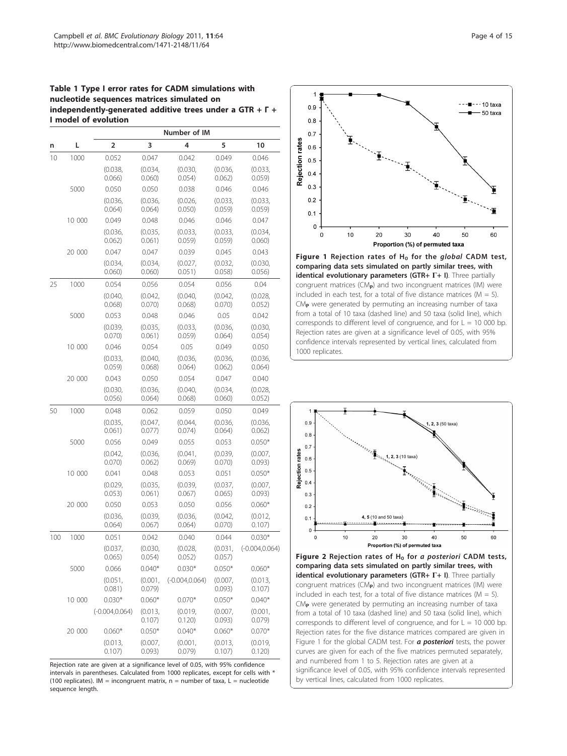**Table 1 Type I error rates for CADM simulations with nucleotide sequences matrices simulated on independently-generated additive trees under a GTR + Γ + I model of evolution**

| n | L | Number of IM | | | | |
|---|---|---|---|---|---|---|
| | | 2 | 3 | 4 | 5 | 10 |
| 10 | 1000 | 0.052 | 0.047 | 0.042 | 0.049 | 0.046 |
| | | (0.038, 0.066) | (0.034, 0.060) | (0.030, 0.054) | (0.036, 0.062) | (0.033, 0.059) |
| | 5000 | 0.050 | 0.050 | 0.038 | 0.046 | 0.046 |
| | | (0.036, 0.064) | (0.036, 0.064) | (0.026, 0.050) | (0.033, 0.059) | (0.033, 0.059) |
| | 10 000 | 0.049 | 0.048 | 0.046 | 0.046 | 0.047 |
| | | (0.036, 0.062) | (0.035, 0.061) | (0.033, 0.059) | (0.033, 0.059) | (0.034, 0.060) |
| | 20 000 | 0.047 | 0.047 | 0.039 | 0.045 | 0.043 |
| | | (0.034, 0.060) | (0.034, 0.060) | (0.027, 0.051) | (0.032, 0.058) | (0.030, 0.056) |
| 25 | 1000 | 0.054 | 0.056 | 0.054 | 0.056 | 0.04 |
| | | (0.040, 0.068) | (0.042, 0.070) | (0.040, 0.068) | (0.042, 0.070) | (0.028, 0.052) |
| | 5000 | 0.053 | 0.048 | 0.046 | 0.05 | 0.042 |
| | | (0.039, 0.070) | (0.035, 0.061) | (0.033, 0.059) | (0.036, 0.064) | (0.030, 0.054) |
| | 10 000 | 0.046 | 0.054 | 0.05 | 0.049 | 0.050 |
| | | (0.033, 0.059) | (0.040, 0.068) | (0.036, 0.064) | (0.036, 0.062) | (0.036, 0.064) |
| | 20 000 | 0.043 | 0.050 | 0.054 | 0.047 | 0.040 |
| | | (0.030, 0.056) | (0.036, 0.064) | (0.040, 0.068) | (0.034, 0.060) | (0.028, 0.052) |
| 50 | 1000 | 0.048 | 0.062 | 0.059 | 0.050 | 0.049 |
| | | (0.035, 0.061) | (0.047, 0.077) | (0.044, 0.074) | (0.036, 0.064) | (0.036, 0.062) |
| | 5000 | 0.056 | 0.049 | 0.055 | 0.053 | 0.050* |
| | | (0.042, 0.070) | (0.036, 0.062) | (0.041, 0.069) | (0.039, 0.070) | (0.007, 0.093) |
| | 10 000 | 0.041 | 0.048 | 0.053 | 0.051 | 0.050* |
| | | (0.029, 0.053) | (0.035, 0.061) | (0.039, 0.067) | (0.037, 0.065) | (0.007, 0.093) |
| | 20 000 | 0.050 | 0.053 | 0.050 | 0.056 | 0.060* |
| | | (0.036, 0.064) | (0.039, 0.067) | (0.036, 0.064) | (0.042, 0.070) | (0.012, 0.107) |
| 100 | 1000 | 0.051 | 0.042 | 0.040 | 0.044 | 0.030* |
| | | (0.037, 0.065) | (0.030, 0.054) | (0.028, 0.052) | (0.031, 0.057) | (-0.004,0.064) |
| | 5000 | 0.066 | 0.040* | 0.030* | 0.050* | 0.060* |
| | | (0.051, 0.081) | (0.001, 0.079) | (-0.004,0.064) | (0.007, 0.093) | (0.013, 0.107) |
| | 10 000 | 0.030* | 0.060* | 0.070* | 0.050* | 0.040* |
| | | (-0.004,0.064) | (0.013, 0.107) | (0.019, 0.120) | (0.007, 0.093) | (0.001, 0.079) |
| | 20 000 | 0.060* | 0.050* | 0.040* | 0.060* | 0.070* |
| | | (0.013, 0.107) | (0.007, 0.093) | (0.001, 0.079) | (0.013, 0.107) | (0.019, 0.120) |

Rejection rate are given at a significance level of 0.05, with 95% confidence intervals in parentheses. Calculated from 1000 replicates, except for cells with * (100 replicates). IM = incongruent matrix, n = number of taxa, L = nucleotide sequence length.

**Figure 1 Rejection rates of $H_0$ for the *global* CADM test, comparing data sets simulated on partly similar trees, with identical evolutionary parameters (GTR+ Γ+ I)**. Three partially congruent matrices ($CM_P$) and two incongruent matrices (IM) were included in each test, for a total of five distance matrices (M = 5). $CM_P$ were generated by permuting an increasing number of taxa from a total of 10 taxa (dashed line) and 50 taxa (solid line), which corresponds to different level of congruence, and for L = 10 000 bp. Rejection rates are given at a significance level of 0.05, with 95% confidence intervals represented by vertical lines, calculated from 1000 replicates.

**Figure 2 Rejection rates of $H_0$ for *a posteriori* CADM tests, comparing data sets simulated on partly similar trees, with identical evolutionary parameters (GTR+ Γ+ I)**. Three partially congruent matrices ($CM_P$) and two incongruent matrices (IM) were included in each test, for a total of five distance matrices (M = 5). $CM_P$ were generated by permuting an increasing number of taxa from a total of 10 taxa (dashed line) and 50 taxa (solid line), which corresponds to different level of congruence, and for L = 10 000 bp. Rejection rates for the five distance matrices compared are given in Figure 1 for the global CADM test. For ***a posteriori*** tests, the power curves are given for each of the five matrices permuted separately, and numbered from 1 to 5. Rejection rates are given at a significance level of 0.05, with 95% confidence intervals represented by vertical lines, calculated from 1000 replicates.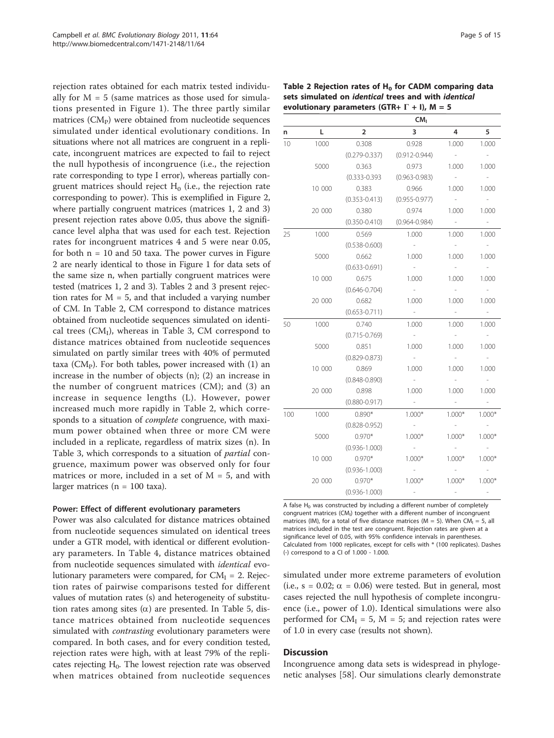rejection rates obtained for each matrix tested individually for M = 5 (same matrices as those used for simulations presented in Figure 1). The three partly similar matrices ($CM_P$) were obtained from nucleotide sequences simulated under identical evolutionary conditions. In situations where not all matrices are congruent in a replicate, incongruent matrices are expected to fail to reject the null hypothesis of incongruence (i.e., the rejection rate corresponding to type I error), whereas partially congruent matrices should reject $H_0$ (i.e., the rejection rate corresponding to power). This is exemplified in Figure 2, where partially congruent matrices (matrices 1, 2 and 3) present rejection rates above 0.05, thus above the significance level alpha that was used for each test. Rejection rates for incongruent matrices 4 and 5 were near 0.05, for both n = 10 and 50 taxa. The power curves in Figure 2 are nearly identical to those in Figure 1 for data sets of the same size n, when partially congruent matrices were tested (matrices 1, 2 and 3). Tables 2 and 3 present rejection rates for M = 5, and that included a varying number of CM. In Table 2, CM correspond to distance matrices obtained from nucleotide sequences simulated on identical trees ($CM_I$), whereas in Table 3, CM correspond to distance matrices obtained from nucleotide sequences simulated on partly similar trees with 40% of permuted taxa ($CM_P$). For both tables, power increased with (1) an increase in the number of objects (n); (2) an increase in the number of congruent matrices (CM); and (3) an increase in sequence lengths (L). However, power increased much more rapidly in Table 2, which corresponds to a situation of *complete* congruence, with maximum power obtained when three or more CM were included in a replicate, regardless of matrix sizes (n). In Table 3, which corresponds to a situation of *partial* congruence, maximum power was observed only for four matrices or more, included in a set of M = 5, and with larger matrices (n = 100 taxa).

#### Power: Effect of different evolutionary parameters

Power was also calculated for distance matrices obtained from nucleotide sequences simulated on identical trees under a GTR model, with identical or different evolutionary parameters. In Table 4, distance matrices obtained from nucleotide sequences simulated with *identical* evolutionary parameters were compared, for $CM_I = 2$. Rejection rates of pairwise comparisons tested for different values of mutation rates (s) and heterogeneity of substitution rates among sites ($\alpha$) are presented. In Table 5, distance matrices obtained from nucleotide sequences simulated with *contrasting* evolutionary parameters were compared. In both cases, and for every condition tested, rejection rates were high, with at least 79% of the replicates rejecting $H_0$. The lowest rejection rate was observed when matrices obtained from nucleotide sequences simulated under more extreme parameters of evolution (i.e., s = 0.02; $\alpha$ = 0.06) were tested. But in general, most cases rejected the null hypothesis of complete incongruence (i.e., power of 1.0). Identical simulations were also performed for $CM_I = 5$, M = 5; and rejection rates were of 1.0 in every case (results not shown).

**Table 2 Rejection rates of $H_0$ for CADM comparing data sets simulated on *identical* trees and with *identical* evolutionary parameters (GTR+ $\Gamma$ + I), M = 5**

| | | $CM_I$ | | | |
|---|---|---|---|---|---|
| n | L | 2 | 3 | 4 | 5 |
| 10 | 1000 | 0.308 | 0.928 | 1.000 | 1.000 |
| | | (0.279-0.337) | (0.912-0.944) | - | - |
| | 5000 | 0.363 | 0.973 | 1.000 | 1.000 |
| | | (0.333-0.393 | (0.963-0.983) | - | - |
| | 10 000 | 0.383 | 0.966 | 1.000 | 1.000 |
| | | (0.353-0.413) | (0.955-0.977) | - | - |
| | 20 000 | 0.380 | 0.974 | 1.000 | 1.000 |
| | | (0.350-0.410) | (0.964-0.984) | - | - |
| 25 | 1000 | 0.569 | 1.000 | 1.000 | 1.000 |
| | | (0.538-0.600) | - | - | - |
| | 5000 | 0.662 | 1.000 | 1.000 | 1.000 |
| | | (0.633-0.691) | - | - | - |
| | 10 000 | 0.675 | 1.000 | 1.000 | 1.000 |
| | | (0.646-0.704) | - | - | - |
| | 20 000 | 0.682 | 1.000 | 1.000 | 1.000 |
| | | (0.653-0.711) | - | - | - |
| 50 | 1000 | 0.740 | 1.000 | 1.000 | 1.000 |
| | | (0.715-0.769) | - | - | - |
| | 5000 | 0.851 | 1.000 | 1.000 | 1.000 |
| | | (0.829-0.873) | - | - | - |
| | 10 000 | 0.869 | 1.000 | 1.000 | 1.000 |
| | | (0.848-0.890) | - | - | - |
| | 20 000 | 0.898 | 1.000 | 1.000 | 1.000 |
| | | (0.880-0.917) | - | - | - |
| 100 | 1000 | 0.890* | 1.000* | 1.000* | 1.000* |
| | | (0.828-0.952) | - | - | - |
| | 5000 | 0.970* | 1.000* | 1.000* | 1.000* |
| | | (0.936-1.000) | - | - | - |
| | 10 000 | 0.970* | 1.000* | 1.000* | 1.000* |
| | | (0.936-1.000) | - | - | - |
| | 20 000 | 0.970* | 1.000* | 1.000* | 1.000* |
| | | (0.936-1.000) | - | - | - |

A false $H_0$ was constructed by including a different number of completely congruent matrices ($CM_I$) together with a different number of incongruent matrices (IM), for a total of five distance matrices (M = 5). When $CM_I = 5$, all matrices included in the test are congruent. Rejection rates are given at a significance level of 0.05, with 95% confidence intervals in parentheses. Calculated from 1000 replicates, except for cells with * (100 replicates). Dashes (-) correspond to a CI of 1.000 - 1.000.

## Discussion

Incongruence among data sets is widespread in phylogenetic analyses [58]. Our simulations clearly demonstrate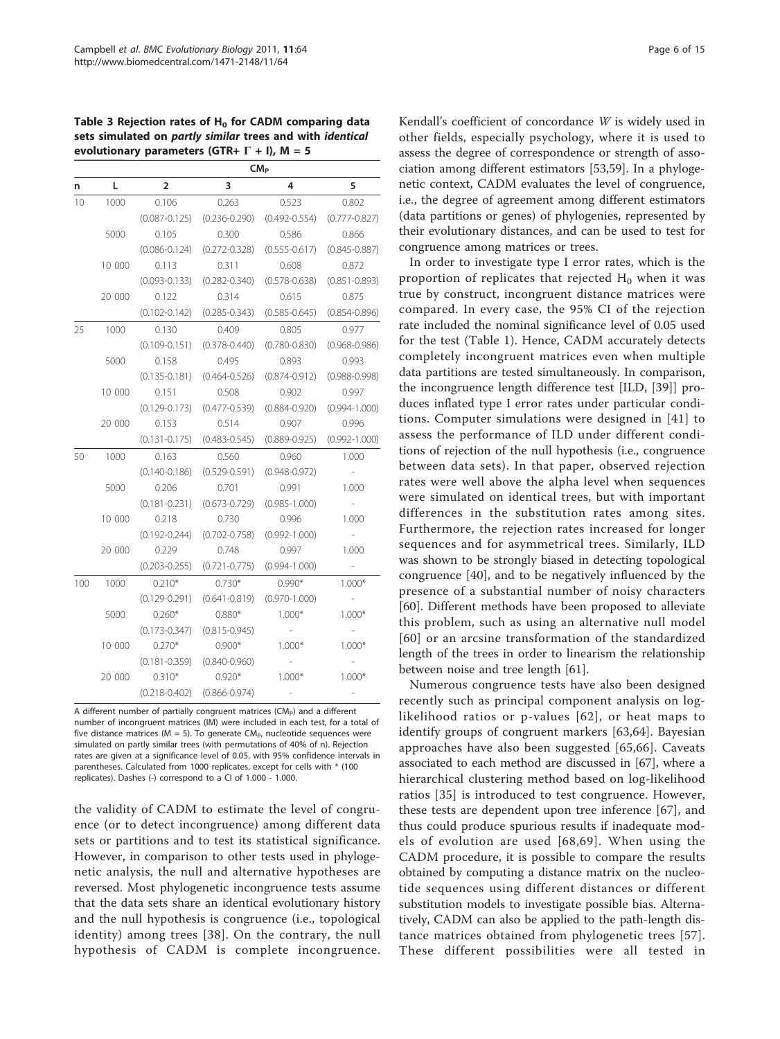**Table 3 Rejection rates of $H_0$ for CADM comparing data sets simulated on *partly similar* trees and with *identical* evolutionary parameters (GTR+ $\Gamma$ + I), M = 5**

| | | $CM_P$ | | | |
|---|---|---|---|---|---|
| n | L | 2 | 3 | 4 | 5 |
| 10 | 1000 | 0.106 | 0.263 | 0.523 | 0.802 |
| | | (0.087-0.125) | (0.236-0.290) | (0.492-0.554) | (0.777-0.827) |
| | 5000 | 0.105 | 0.300 | 0.586 | 0.866 |
| | | (0.086-0.124) | (0.272-0.328) | (0.555-0.617) | (0.845-0.887) |
| | 10 000 | 0.113 | 0.311 | 0.608 | 0.872 |
| | | (0.093-0.133) | (0.282-0.340) | (0.578-0.638) | (0.851-0.893) |
| | 20 000 | 0.122 | 0.314 | 0.615 | 0.875 |
| | | (0.102-0.142) | (0.285-0.343) | (0.585-0.645) | (0.854-0.896) |
| 25 | 1000 | 0.130 | 0.409 | 0.805 | 0.977 |
| | | (0.109-0.151) | (0.378-0.440) | (0.780-0.830) | (0.968-0.986) |
| | 5000 | 0.158 | 0.495 | 0.893 | 0.993 |
| | | (0.135-0.181) | (0.464-0.526) | (0.874-0.912) | (0.988-0.998) |
| | 10 000 | 0.151 | 0.508 | 0.902 | 0.997 |
| | | (0.129-0.173) | (0.477-0.539) | (0.884-0.920) | (0.994-1.000) |
| | 20 000 | 0.153 | 0.514 | 0.907 | 0.996 |
| | | (0.131-0.175) | (0.483-0.545) | (0.889-0.925) | (0.992-1.000) |
| 50 | 1000 | 0.163 | 0.560 | 0.960 | 1.000 |
| | | (0.140-0.186) | (0.529-0.591) | (0.948-0.972) | - |
| | 5000 | 0.206 | 0.701 | 0.991 | 1.000 |
| | | (0.181-0.231) | (0.673-0.729) | (0.985-1.000) | - |
| | 10 000 | 0.218 | 0.730 | 0.996 | 1.000 |
| | | (0.192-0.244) | (0.702-0.758) | (0.992-1.000) | - |
| | 20 000 | 0.229 | 0.748 | 0.997 | 1.000 |
| | | (0.203-0.255) | (0.721-0.775) | (0.994-1.000) | - |
| 100 | 1000 | 0.210* | 0.730* | 0.990* | 1.000* |
| | | (0.129-0.291) | (0.641-0.819) | (0.970-1.000) | - |
| | 5000 | 0.260* | 0.880* | 1.000* | 1.000* |
| | | (0.173-0.347) | (0.815-0.945) | - | - |
| | 10 000 | 0.270* | 0.900* | 1.000* | 1.000* |
| | | (0.181-0.359) | (0.840-0.960) | - | - |
| | 20 000 | 0.310* | 0.920* | 1.000* | 1.000* |
| | | (0.218-0.402) | (0.866-0.974) | - | - |

A different number of partially congruent matrices ($CM_P$) and a different number of incongruent matrices (IM) were included in each test, for a total of five distance matrices (M = 5). To generate $CM_P$, nucleotide sequences were simulated on partly similar trees (with permutations of 40% of n). Rejection rates are given at a significance level of 0.05, with 95% confidence intervals in parentheses. Calculated from 1000 replicates, except for cells with * (100 replicates). Dashes (-) correspond to a CI of 1.000 - 1.000.

the validity of CADM to estimate the level of congruence (or to detect incongruence) among different data sets or partitions and to test its statistical significance. However, in comparison to other tests used in phylogenetic analysis, the null and alternative hypotheses are reversed. Most phylogenetic incongruence tests assume that the data sets share an identical evolutionary history and the null hypothesis is congruence (i.e., topological identity) among trees [38]. On the contrary, the null hypothesis of CADM is complete incongruence. Kendall's coefficient of concordance *W* is widely used in other fields, especially psychology, where it is used to assess the degree of correspondence or strength of association among different estimators [53,59]. In a phylogenetic context, CADM evaluates the level of congruence, i.e., the degree of agreement among different estimators (data partitions or genes) of phylogenies, represented by their evolutionary distances, and can be used to test for congruence among matrices or trees.

In order to investigate type I error rates, which is the proportion of replicates that rejected $H_0$ when it was true by construct, incongruent distance matrices were compared. In every case, the 95% CI of the rejection rate included the nominal significance level of 0.05 used for the test (Table 1). Hence, CADM accurately detects completely incongruent matrices even when multiple data partitions are tested simultaneously. In comparison, the incongruence length difference test [ILD, [39]] produces inflated type I error rates under particular conditions. Computer simulations were designed in [41] to assess the performance of ILD under different conditions of rejection of the null hypothesis (i.e., congruence between data sets). In that paper, observed rejection rates were well above the alpha level when sequences were simulated on identical trees, but with important differences in the substitution rates among sites. Furthermore, the rejection rates increased for longer sequences and for asymmetrical trees. Similarly, ILD was shown to be strongly biased in detecting topological congruence [40], and to be negatively influenced by the presence of a substantial number of noisy characters [60]. Different methods have been proposed to alleviate this problem, such as using an alternative null model [60] or an arcsine transformation of the standardized length of the trees in order to linearism the relationship between noise and tree length [61].

Numerous congruence tests have also been designed recently such as principal component analysis on log-likelihood ratios or p-values [62], or heat maps to identify groups of congruent markers [63,64]. Bayesian approaches have also been suggested [65,66]. Caveats associated to each method are discussed in [67], where a hierarchical clustering method based on log-likelihood ratios [35] is introduced to test congruence. However, these tests are dependent upon tree inference [67], and thus could produce spurious results if inadequate models of evolution are used [68,69]. When using the CADM procedure, it is possible to compare the results obtained by computing a distance matrix on the nucleotide sequences using different distances or different substitution models to investigate possible bias. Alternatively, CADM can also be applied to the path-length distance matrices obtained from phylogenetic trees [57]. These different possibilities were all tested in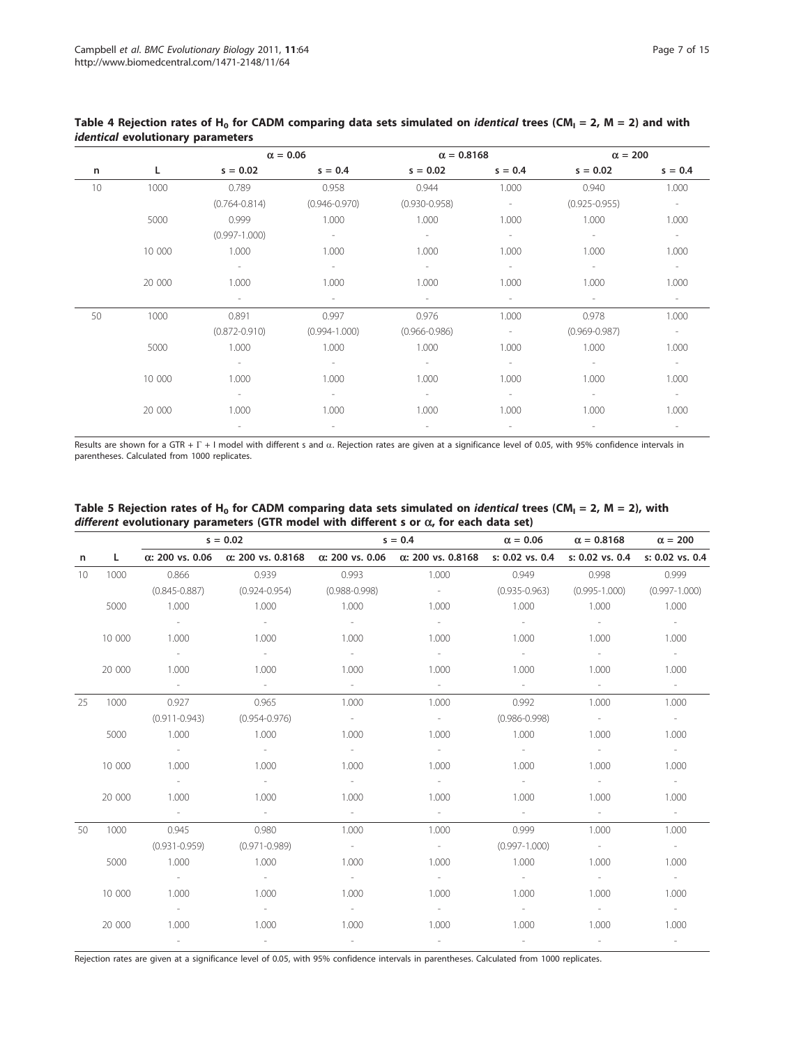**Table 4 Rejection rates of $H_0$ for CADM comparing data sets simulated on *identical* trees ($CM_I = 2$, $M = 2$) and with *identical* evolutionary parameters**

| | | $\alpha = 0.06$ | | $\alpha = 0.8168$ | | $\alpha = 200$ | |
|---|---|---|---|---|---|---|---|
| n | L | s = 0.02 | s = 0.4 | s = 0.02 | s = 0.4 | s = 0.02 | s = 0.4 |
| 10 | 1000 | 0.789 | 0.958 | 0.944 | 1.000 | 0.940 | 1.000 |
| | | (0.764-0.814) | (0.946-0.970) | (0.930-0.958) | - | (0.925-0.955) | - |
| | 5000 | 0.999 | 1.000 | 1.000 | 1.000 | 1.000 | 1.000 |
| | | (0.997-1.000) | - | - | - | - | - |
| | 10 000 | 1.000 | 1.000 | 1.000 | 1.000 | 1.000 | 1.000 |
| | | - | - | - | - | - | - |
| | 20 000 | 1.000 | 1.000 | 1.000 | 1.000 | 1.000 | 1.000 |
| | | - | - | - | - | - | - |
| 50 | 1000 | 0.891 | 0.997 | 0.976 | 1.000 | 0.978 | 1.000 |
| | | (0.872-0.910) | (0.994-1.000) | (0.966-0.986) | - | (0.969-0.987) | - |
| | 5000 | 1.000 | 1.000 | 1.000 | 1.000 | 1.000 | 1.000 |
| | | - | - | - | - | - | - |
| | 10 000 | 1.000 | 1.000 | 1.000 | 1.000 | 1.000 | 1.000 |
| | | - | - | - | - | - | - |
| | 20 000 | 1.000 | 1.000 | 1.000 | 1.000 | 1.000 | 1.000 |
| | | - | - | - | - | - | - |

Results are shown for a GTR + Γ + I model with different s and α. Rejection rates are given at a significance level of 0.05, with 95% confidence intervals in parentheses. Calculated from 1000 replicates.

**Table 5 Rejection rates of $H_0$ for CADM comparing data sets simulated on *identical* trees ($CM_I = 2$, $M = 2$), with *different* evolutionary parameters (GTR model with different s or α, for each data set)**

| | | s = 0.02 | | s = 0.4 | | $\alpha = 0.06$ | $\alpha = 0.8168$ | $\alpha = 200$ |
|---|---|---|---|---|---|---|---|---|
| n | L | α: 200 vs. 0.06 | α: 200 vs. 0.8168 | α: 200 vs. 0.06 | α: 200 vs. 0.8168 | s: 0.02 vs. 0.4 | s: 0.02 vs. 0.4 | s: 0.02 vs. 0.4 |
| 10 | 1000 | 0.866 | 0.939 | 0.993 | 1.000 | 0.949 | 0.998 | 0.999 |
| | | (0.845-0.887) | (0.924-0.954) | (0.988-0.998) | - | (0.935-0.963) | (0.995-1.000) | (0.997-1.000) |
| | 5000 | 1.000 | 1.000 | 1.000 | 1.000 | 1.000 | 1.000 | 1.000 |
| | | - | - | - | - | - | - | - |
| | 10 000 | 1.000 | 1.000 | 1.000 | 1.000 | 1.000 | 1.000 | 1.000 |
| | | - | - | - | - | - | - | - |
| | 20 000 | 1.000 | 1.000 | 1.000 | 1.000 | 1.000 | 1.000 | 1.000 |
| | | - | - | - | - | - | - | - |
| 25 | 1000 | 0.927 | 0.965 | 1.000 | 1.000 | 0.992 | 1.000 | 1.000 |
| | | (0.911-0.943) | (0.954-0.976) | - | - | (0.986-0.998) | - | - |
| | 5000 | 1.000 | 1.000 | 1.000 | 1.000 | 1.000 | 1.000 | 1.000 |
| | | - | - | - | - | - | - | - |
| | 10 000 | 1.000 | 1.000 | 1.000 | 1.000 | 1.000 | 1.000 | 1.000 |
| | | - | - | - | - | - | - | - |
| | 20 000 | 1.000 | 1.000 | 1.000 | 1.000 | 1.000 | 1.000 | 1.000 |
| | | - | - | - | - | - | - | - |
| 50 | 1000 | 0.945 | 0.980 | 1.000 | 1.000 | 0.999 | 1.000 | 1.000 |
| | | (0.931-0.959) | (0.971-0.989) | - | - | (0.997-1.000) | - | - |
| | 5000 | 1.000 | 1.000 | 1.000 | 1.000 | 1.000 | 1.000 | 1.000 |
| | | - | - | - | - | - | - | - |
| | 10 000 | 1.000 | 1.000 | 1.000 | 1.000 | 1.000 | 1.000 | 1.000 |
| | | - | - | - | - | - | - | - |
| | 20 000 | 1.000 | 1.000 | 1.000 | 1.000 | 1.000 | 1.000 | 1.000 |
| | | - | - | - | - | - | - | - |

Rejection rates are given at a significance level of 0.05, with 95% confidence intervals in parentheses. Calculated from 1000 replicates.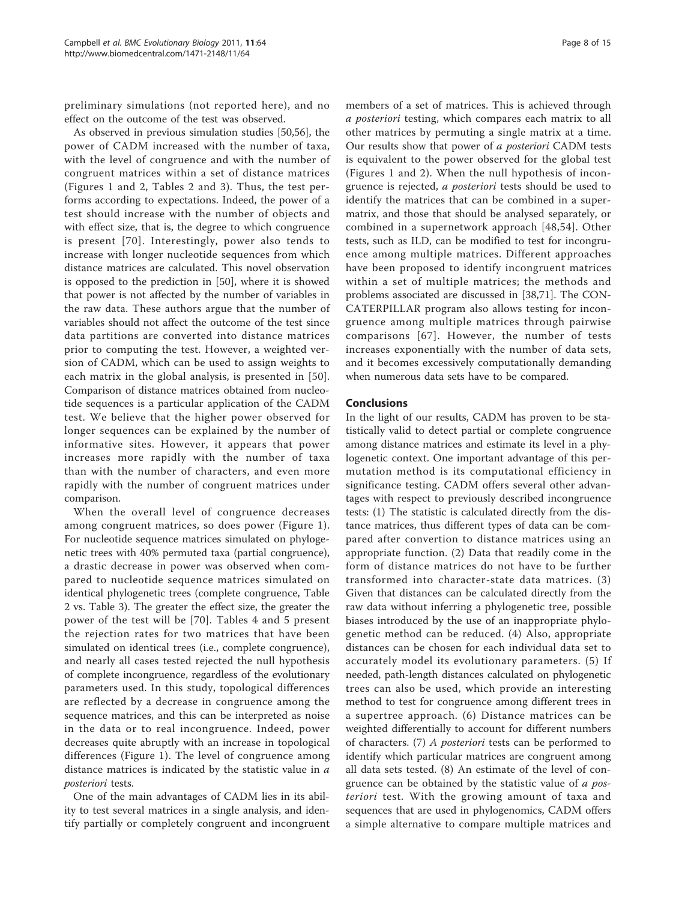preliminary simulations (not reported here), and no effect on the outcome of the test was observed.

As observed in previous simulation studies [50,56], the power of CADM increased with the number of taxa, with the level of congruence and with the number of congruent matrices within a set of distance matrices (Figures 1 and 2, Tables 2 and 3). Thus, the test performs according to expectations. Indeed, the power of a test should increase with the number of objects and with effect size, that is, the degree to which congruence is present [70]. Interestingly, power also tends to increase with longer nucleotide sequences from which distance matrices are calculated. This novel observation is opposed to the prediction in [50], where it is showed that power is not affected by the number of variables in the raw data. These authors argue that the number of variables should not affect the outcome of the test since data partitions are converted into distance matrices prior to computing the test. However, a weighted version of CADM, which can be used to assign weights to each matrix in the global analysis, is presented in [50]. Comparison of distance matrices obtained from nucleotide sequences is a particular application of the CADM test. We believe that the higher power observed for longer sequences can be explained by the number of informative sites. However, it appears that power increases more rapidly with the number of taxa than with the number of characters, and even more rapidly with the number of congruent matrices under comparison.

When the overall level of congruence decreases among congruent matrices, so does power (Figure 1). For nucleotide sequence matrices simulated on phylogenetic trees with 40% permuted taxa (partial congruence), a drastic decrease in power was observed when compared to nucleotide sequence matrices simulated on identical phylogenetic trees (complete congruence, Table 2 vs. Table 3). The greater the effect size, the greater the power of the test will be [70]. Tables 4 and 5 present the rejection rates for two matrices that have been simulated on identical trees (i.e., complete congruence), and nearly all cases tested rejected the null hypothesis of complete incongruence, regardless of the evolutionary parameters used. In this study, topological differences are reflected by a decrease in congruence among the sequence matrices, and this can be interpreted as noise in the data or to real incongruence. Indeed, power decreases quite abruptly with an increase in topological differences (Figure 1). The level of congruence among distance matrices is indicated by the statistic value in *a posteriori* tests.

One of the main advantages of CADM lies in its ability to test several matrices in a single analysis, and identify partially or completely congruent and incongruent members of a set of matrices. This is achieved through *a posteriori* testing, which compares each matrix to all other matrices by permuting a single matrix at a time. Our results show that power of *a posteriori* CADM tests is equivalent to the power observed for the global test (Figures 1 and 2). When the null hypothesis of incongruence is rejected, *a posteriori* tests should be used to identify the matrices that can be combined in a supermatrix, and those that should be analysed separately, or combined in a supernetwork approach [48,54]. Other tests, such as ILD, can be modified to test for incongruence among multiple matrices. Different approaches have been proposed to identify incongruent matrices within a set of multiple matrices; the methods and problems associated are discussed in [38,71]. The CONCATERPILLAR program also allows testing for incongruence among multiple matrices through pairwise comparisons [67]. However, the number of tests increases exponentially with the number of data sets, and it becomes excessively computationally demanding when numerous data sets have to be compared.

## Conclusions

In the light of our results, CADM has proven to be statistically valid to detect partial or complete congruence among distance matrices and estimate its level in a phylogenetic context. One important advantage of this permutation method is its computational efficiency in significance testing. CADM offers several other advantages with respect to previously described incongruence tests: (1) The statistic is calculated directly from the distance matrices, thus different types of data can be compared after convertion to distance matrices using an appropriate function. (2) Data that readily come in the form of distance matrices do not have to be further transformed into character-state data matrices. (3) Given that distances can be calculated directly from the raw data without inferring a phylogenetic tree, possible biases introduced by the use of an inappropriate phylogenetic method can be reduced. (4) Also, appropriate distances can be chosen for each individual data set to accurately model its evolutionary parameters. (5) If needed, path-length distances calculated on phylogenetic trees can also be used, which provide an interesting method to test for congruence among different trees in a supertree approach. (6) Distance matrices can be weighted differentially to account for different numbers of characters. (7) *A posteriori* tests can be performed to identify which particular matrices are congruent among all data sets tested. (8) An estimate of the level of congruence can be obtained by the statistic value of *a posteriori* test. With the growing amount of taxa and sequences that are used in phylogenomics, CADM offers a simple alternative to compare multiple matrices and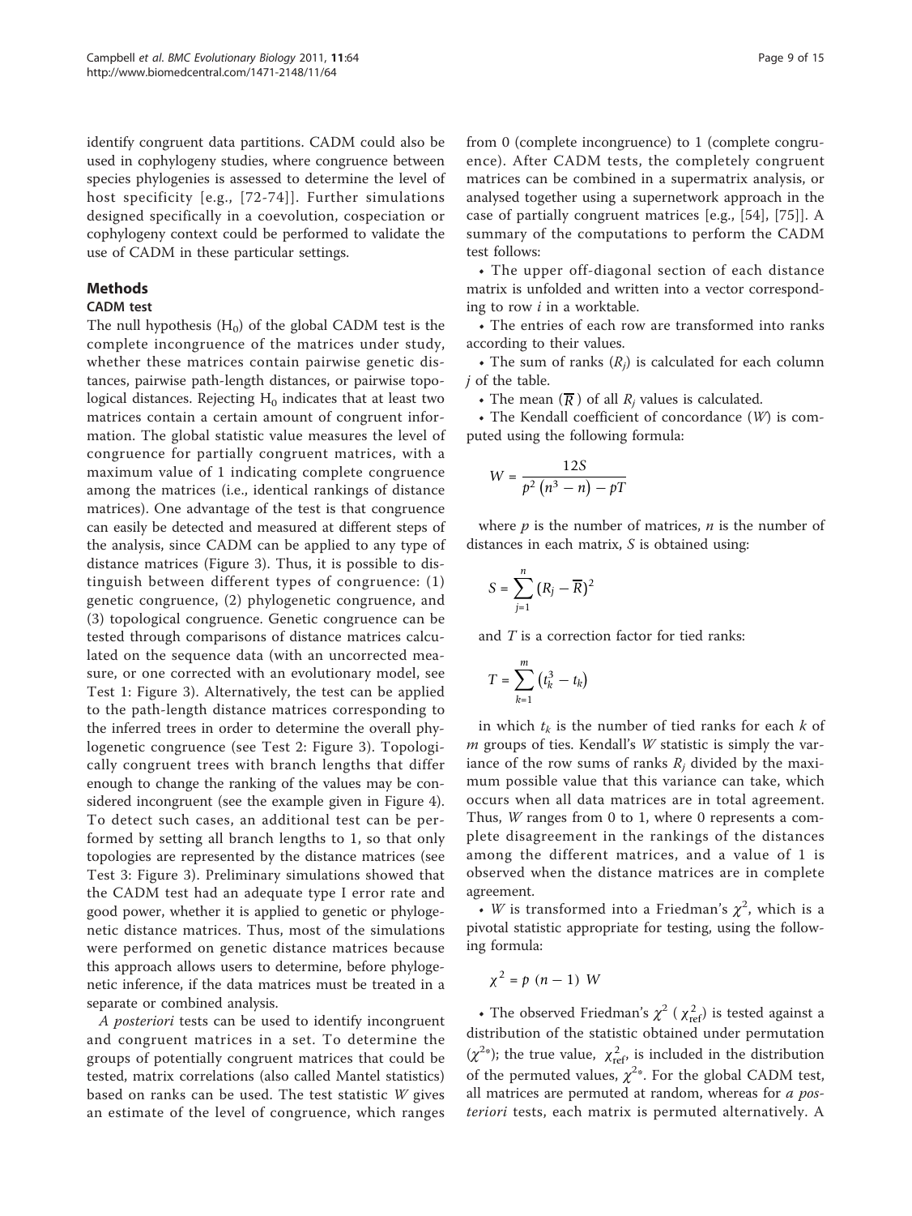identify congruent data partitions. CADM could also be used in cophylogeny studies, where congruence between species phylogenies is assessed to determine the level of host specificity [e.g., [72-74]]. Further simulations designed specifically in a coevolution, cospeciation or cophylogeny context could be performed to validate the use of CADM in these particular settings.

## Methods

### CADM test

The null hypothesis ($H_0$) of the global CADM test is the complete incongruence of the matrices under study, whether these matrices contain pairwise genetic distances, pairwise path-length distances, or pairwise topological distances. Rejecting $H_0$ indicates that at least two matrices contain a certain amount of congruent information. The global statistic value measures the level of congruence for partially congruent matrices, with a maximum value of 1 indicating complete congruence among the matrices (i.e., identical rankings of distance matrices). One advantage of the test is that congruence can easily be detected and measured at different steps of the analysis, since CADM can be applied to any type of distance matrices (Figure 3). Thus, it is possible to distinguish between different types of congruence: (1) genetic congruence, (2) phylogenetic congruence, and (3) topological congruence. Genetic congruence can be tested through comparisons of distance matrices calculated on the sequence data (with an uncorrected measure, or one corrected with an evolutionary model, see Test 1: Figure 3). Alternatively, the test can be applied to the path-length distance matrices corresponding to the inferred trees in order to determine the overall phylogenetic congruence (see Test 2: Figure 3). Topologically congruent trees with branch lengths that differ enough to change the ranking of the values may be considered incongruent (see the example given in Figure 4). To detect such cases, an additional test can be performed by setting all branch lengths to 1, so that only topologies are represented by the distance matrices (see Test 3: Figure 3). Preliminary simulations showed that the CADM test had an adequate type I error rate and good power, whether it is applied to genetic or phylogenetic distance matrices. Thus, most of the simulations were performed on genetic distance matrices because this approach allows users to determine, before phylogenetic inference, if the data matrices must be treated in a separate or combined analysis.

*A posteriori* tests can be used to identify incongruent and congruent matrices in a set. To determine the groups of potentially congruent matrices that could be tested, matrix correlations (also called Mantel statistics) based on ranks can be used. The test statistic $W$ gives an estimate of the level of congruence, which ranges from 0 (complete incongruence) to 1 (complete congruence). After CADM tests, the completely congruent matrices can be combined in a supermatrix analysis, or analysed together using a supernetwork approach in the case of partially congruent matrices [e.g., [54], [75]]. A summary of the computations to perform the CADM test follows:

- The upper off-diagonal section of each distance matrix is unfolded and written into a vector corresponding to row $i$ in a worktable.
- The entries of each row are transformed into ranks according to their values.
- The sum of ranks ($R_j$) is calculated for each column $j$ of the table.
- The mean ($\overline{R}$) of all $R_j$ values is calculated.
- The Kendall coefficient of concordance ($W$) is computed using the following formula:

$$W = \frac{12S}{p^2\left(n^3 - n\right) - pT}$$

where $p$ is the number of matrices, $n$ is the number of distances in each matrix, $S$ is obtained using:

$$S = \sum_{j=1}^{n} \left(R_j - \overline{R}\right)^2$$

and $T$ is a correction factor for tied ranks:

$$T = \sum_{k=1}^{m} \left(t_k^3 - t_k\right)$$

in which $t_k$ is the number of tied ranks for each $k$ of $m$ groups of ties. Kendall's $W$ statistic is simply the variance of the row sums of ranks $R_j$ divided by the maximum possible value that this variance can take, which occurs when all data matrices are in total agreement. Thus, $W$ ranges from 0 to 1, where 0 represents a complete disagreement in the rankings of the distances among the different matrices, and a value of 1 is observed when the distance matrices are in complete agreement.

- $W$ is transformed into a Friedman's $\chi^2$, which is a pivotal statistic appropriate for testing, using the following formula:

$$\chi^2 = p\ (n-1)\ W$$

- The observed Friedman's $\chi^2$ ($\chi^2_{\text{ref}}$) is tested against a distribution of the statistic obtained under permutation ($\chi^{2*}$); the true value, $\chi^2_{\text{ref}}$, is included in the distribution of the permuted values, $\chi^{2*}$. For the global CADM test, all matrices are permuted at random, whereas for *a posteriori* tests, each matrix is permuted alternatively. A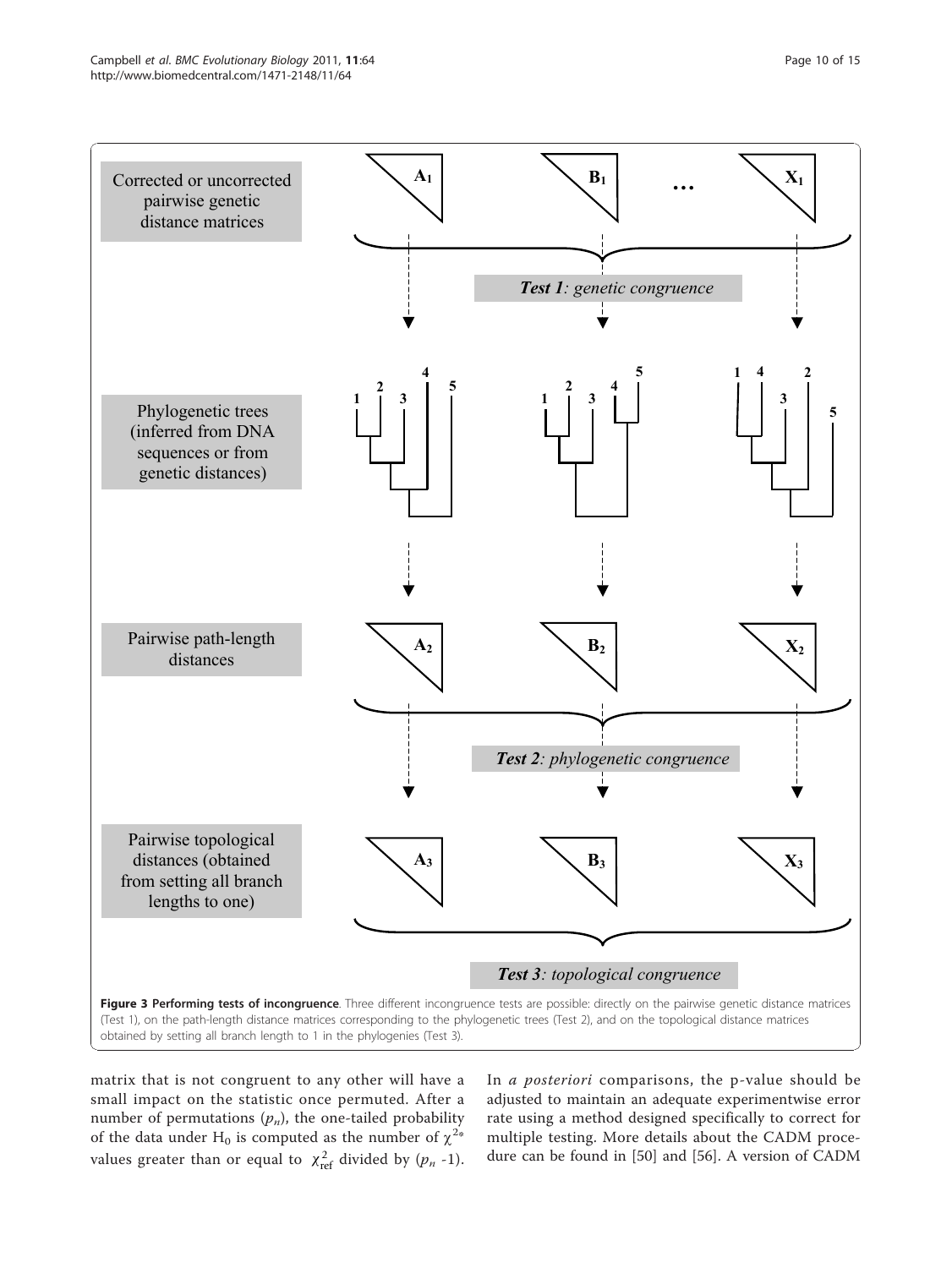Figure 3 **Performing tests of incongruence**. Three different incongruence tests are possible: directly on the pairwise genetic distance matrices (Test 1), on the path-length distance matrices corresponding to the phylogenetic trees (Test 2), and on the topological distance matrices obtained by setting all branch length to 1 in the phylogenies (Test 3).

matrix that is not congruent to any other will have a small impact on the statistic once permuted. After a number of permutations ($p_n$), the one-tailed probability of the data under $H_0$ is computed as the number of $\chi^{2*}$ values greater than or equal to $\chi^2_{ref}$ divided by ($p_n$ -1). In *a posteriori* comparisons, the p-value should be adjusted to maintain an adequate experimentwise error rate using a method designed specifically to correct for multiple testing. More details about the CADM procedure can be found in [50] and [56]. A version of CADM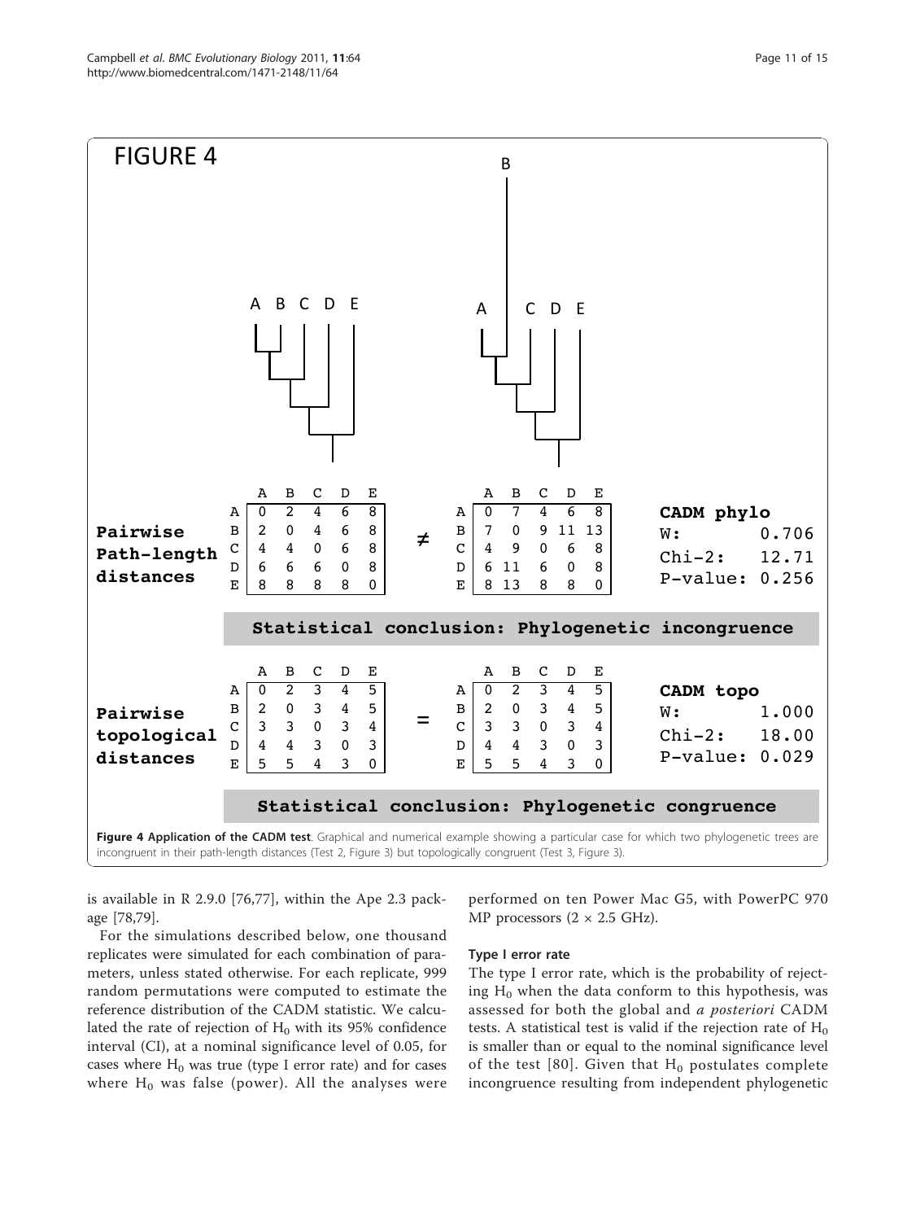FIGURE 4

| Pairwise Path-length distances | A | B | C | D | E |
|---|---|---|---|---|---|
| A | 0 | 2 | 4 | 6 | 8 |
| B | 2 | 0 | 4 | 6 | 8 |
| C | 4 | 4 | 0 | 6 | 8 |
| D | 6 | 6 | 6 | 0 | 8 |
| E | 8 | 8 | 8 | 8 | 0 |

≠

| | A | B | C | D | E |
|---|---|---|---|---|---|
| A | 0 | 7 | 4 | 6 | 8 |
| B | 7 | 0 | 9 | 11 | 13 |
| C | 4 | 9 | 0 | 6 | 8 |
| D | 6 | 11 | 6 | 0 | 8 |
| E | 8 | 13 | 8 | 8 | 0 |

**CADM phylo**
W: 0.706
Chi-2: 12.71
P-value: 0.256

**Statistical conclusion: Phylogenetic incongruence**

| Pairwise topological distances | A | B | C | D | E |
|---|---|---|---|---|---|
| A | 0 | 2 | 3 | 4 | 5 |
| B | 2 | 0 | 3 | 4 | 5 |
| C | 3 | 3 | 0 | 3 | 4 |
| D | 4 | 4 | 3 | 0 | 3 |
| E | 5 | 5 | 4 | 3 | 0 |

=

| | A | B | C | D | E |
|---|---|---|---|---|---|
| A | 0 | 2 | 3 | 4 | 5 |
| B | 2 | 0 | 3 | 4 | 5 |
| C | 3 | 3 | 0 | 3 | 4 |
| D | 4 | 4 | 3 | 0 | 3 |
| E | 5 | 5 | 4 | 3 | 0 |

**CADM topo**
W: 1.000
Chi-2: 18.00
P-value: 0.029

**Statistical conclusion: Phylogenetic congruence**

**Figure 4 Application of the CADM test**. Graphical and numerical example showing a particular case for which two phylogenetic trees are incongruent in their path-length distances (Test 2, Figure 3) but topologically congruent (Test 3, Figure 3).

is available in R 2.9.0 [76,77], within the Ape 2.3 package [78,79].

For the simulations described below, one thousand replicates were simulated for each combination of parameters, unless stated otherwise. For each replicate, 999 random permutations were computed to estimate the reference distribution of the CADM statistic. We calculated the rate of rejection of $H_0$ with its 95% confidence interval (CI), at a nominal significance level of 0.05, for cases where $H_0$ was true (type I error rate) and for cases where $H_0$ was false (power). All the analyses were performed on ten Power Mac G5, with PowerPC 970 MP processors (2 × 2.5 GHz).

### Type I error rate

The type I error rate, which is the probability of rejecting $H_0$ when the data conform to this hypothesis, was assessed for both the global and *a posteriori* CADM tests. A statistical test is valid if the rejection rate of $H_0$ is smaller than or equal to the nominal significance level of the test [80]. Given that $H_0$ postulates complete incongruence resulting from independent phylogenetic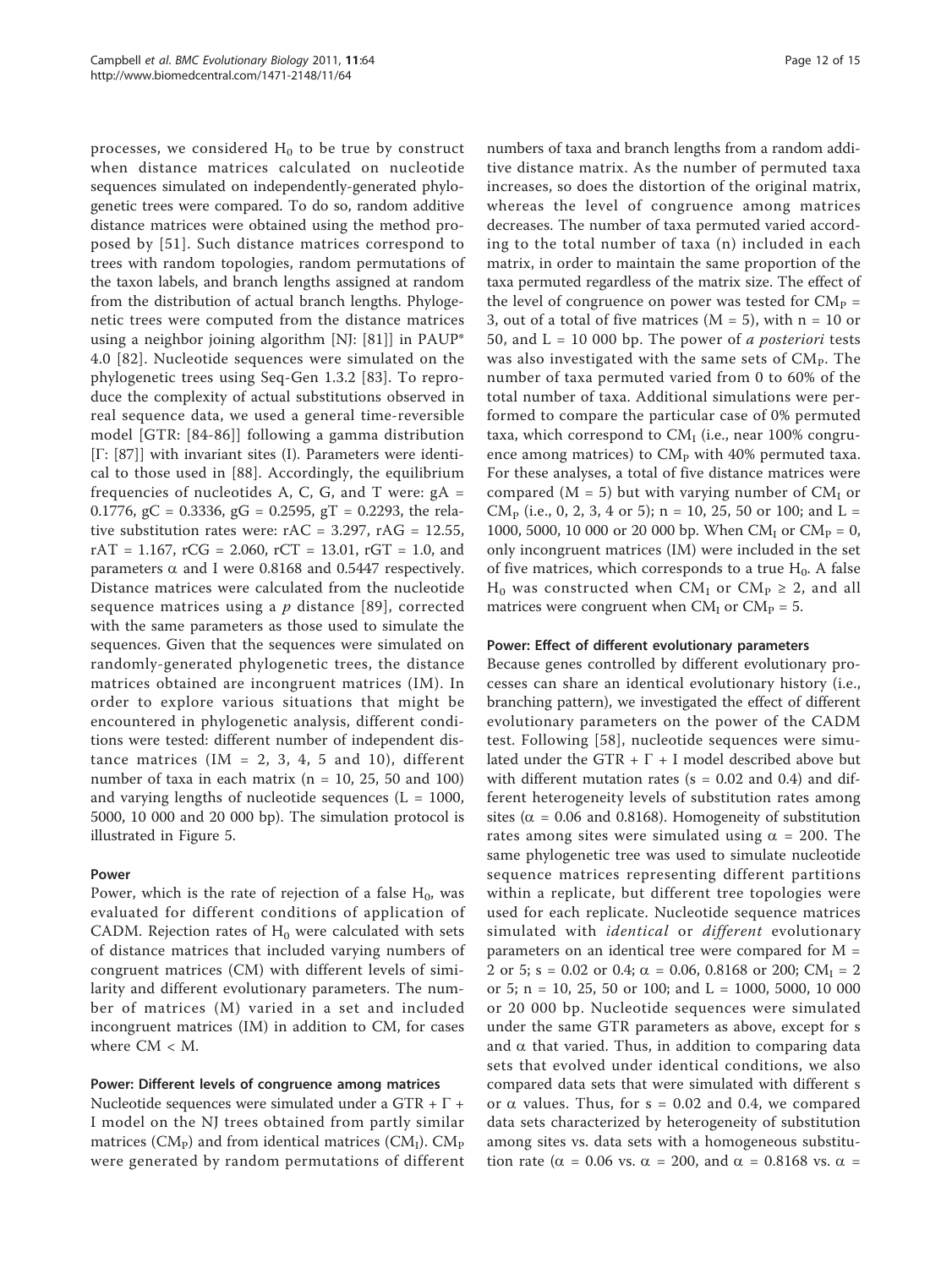processes, we considered $H_0$ to be true by construct when distance matrices calculated on nucleotide sequences simulated on independently-generated phylogenetic trees were compared. To do so, random additive distance matrices were obtained using the method proposed by [51]. Such distance matrices correspond to trees with random topologies, random permutations of the taxon labels, and branch lengths assigned at random from the distribution of actual branch lengths. Phylogenetic trees were computed from the distance matrices using a neighbor joining algorithm [NJ: [81]] in PAUP* 4.0 [82]. Nucleotide sequences were simulated on the phylogenetic trees using Seq-Gen 1.3.2 [83]. To reproduce the complexity of actual substitutions observed in real sequence data, we used a general time-reversible model [GTR: [84-86]] following a gamma distribution [Γ: [87]] with invariant sites (I). Parameters were identical to those used in [88]. Accordingly, the equilibrium frequencies of nucleotides A, C, G, and T were: $gA = 0.1776$, $gC = 0.3336$, $gG = 0.2595$, $gT = 0.2293$, the relative substitution rates were: $rAC = 3.297$, $rAG = 12.55$, $rAT = 1.167$, $rCG = 2.060$, $rCT = 13.01$, $rGT = 1.0$, and parameters $\alpha$ and I were 0.8168 and 0.5447 respectively. Distance matrices were calculated from the nucleotide sequence matrices using a *p* distance [89], corrected with the same parameters as those used to simulate the sequences. Given that the sequences were simulated on randomly-generated phylogenetic trees, the distance matrices obtained are incongruent matrices (IM). In order to explore various situations that might be encountered in phylogenetic analysis, different conditions were tested: different number of independent distance matrices (IM = 2, 3, 4, 5 and 10), different number of taxa in each matrix (n = 10, 25, 50 and 100) and varying lengths of nucleotide sequences (L = 1000, 5000, 10 000 and 20 000 bp). The simulation protocol is illustrated in Figure 5.

#### Power

Power, which is the rate of rejection of a false $H_0$, was evaluated for different conditions of application of CADM. Rejection rates of $H_0$ were calculated with sets of distance matrices that included varying numbers of congruent matrices (CM) with different levels of similarity and different evolutionary parameters. The number of matrices (M) varied in a set and included incongruent matrices (IM) in addition to CM, for cases where CM < M.

#### Power: Different levels of congruence among matrices

Nucleotide sequences were simulated under a GTR + Γ + I model on the NJ trees obtained from partly similar matrices ($CM_P$) and from identical matrices ($CM_I$). $CM_P$ were generated by random permutations of different numbers of taxa and branch lengths from a random additive distance matrix. As the number of permuted taxa increases, so does the distortion of the original matrix, whereas the level of congruence among matrices decreases. The number of taxa permuted varied according to the total number of taxa (n) included in each matrix, in order to maintain the same proportion of the taxa permuted regardless of the matrix size. The effect of the level of congruence on power was tested for $CM_P$ = 3, out of a total of five matrices (M = 5), with n = 10 or 50, and L = 10 000 bp. The power of *a posteriori* tests was also investigated with the same sets of $CM_P$. The number of taxa permuted varied from 0 to 60% of the total number of taxa. Additional simulations were performed to compare the particular case of 0% permuted taxa, which correspond to $CM_I$ (i.e., near 100% congruence among matrices) to $CM_P$ with 40% permuted taxa. For these analyses, a total of five distance matrices were compared (M = 5) but with varying number of $CM_I$ or $CM_P$ (i.e., 0, 2, 3, 4 or 5); n = 10, 25, 50 or 100; and L = 1000, 5000, 10 000 or 20 000 bp. When $CM_I$ or $CM_P$ = 0, only incongruent matrices (IM) were included in the set of five matrices, which corresponds to a true $H_0$. A false $H_0$ was constructed when $CM_I$ or $CM_P \geq 2$, and all matrices were congruent when $CM_I$ or $CM_P$ = 5.

#### Power: Effect of different evolutionary parameters

Because genes controlled by different evolutionary processes can share an identical evolutionary history (i.e., branching pattern), we investigated the effect of different evolutionary parameters on the power of the CADM test. Following [58], nucleotide sequences were simulated under the GTR + Γ + I model described above but with different mutation rates (s = 0.02 and 0.4) and different heterogeneity levels of substitution rates among sites ($\alpha$ = 0.06 and 0.8168). Homogeneity of substitution rates among sites were simulated using $\alpha$ = 200. The same phylogenetic tree was used to simulate nucleotide sequence matrices representing different partitions within a replicate, but different tree topologies were used for each replicate. Nucleotide sequence matrices simulated with *identical* or *different* evolutionary parameters on an identical tree were compared for M = 2 or 5; s = 0.02 or 0.4; $\alpha$ = 0.06, 0.8168 or 200; $CM_I$ = 2 or 5; n = 10, 25, 50 or 100; and L = 1000, 5000, 10 000 or 20 000 bp. Nucleotide sequences were simulated under the same GTR parameters as above, except for s and $\alpha$ that varied. Thus, in addition to comparing data sets that evolved under identical conditions, we also compared data sets that were simulated with different s or $\alpha$ values. Thus, for s = 0.02 and 0.4, we compared data sets characterized by heterogeneity of substitution among sites vs. data sets with a homogeneous substitution rate ($\alpha$ = 0.06 vs. $\alpha$ = 200, and $\alpha$ = 0.8168 vs. $\alpha$ =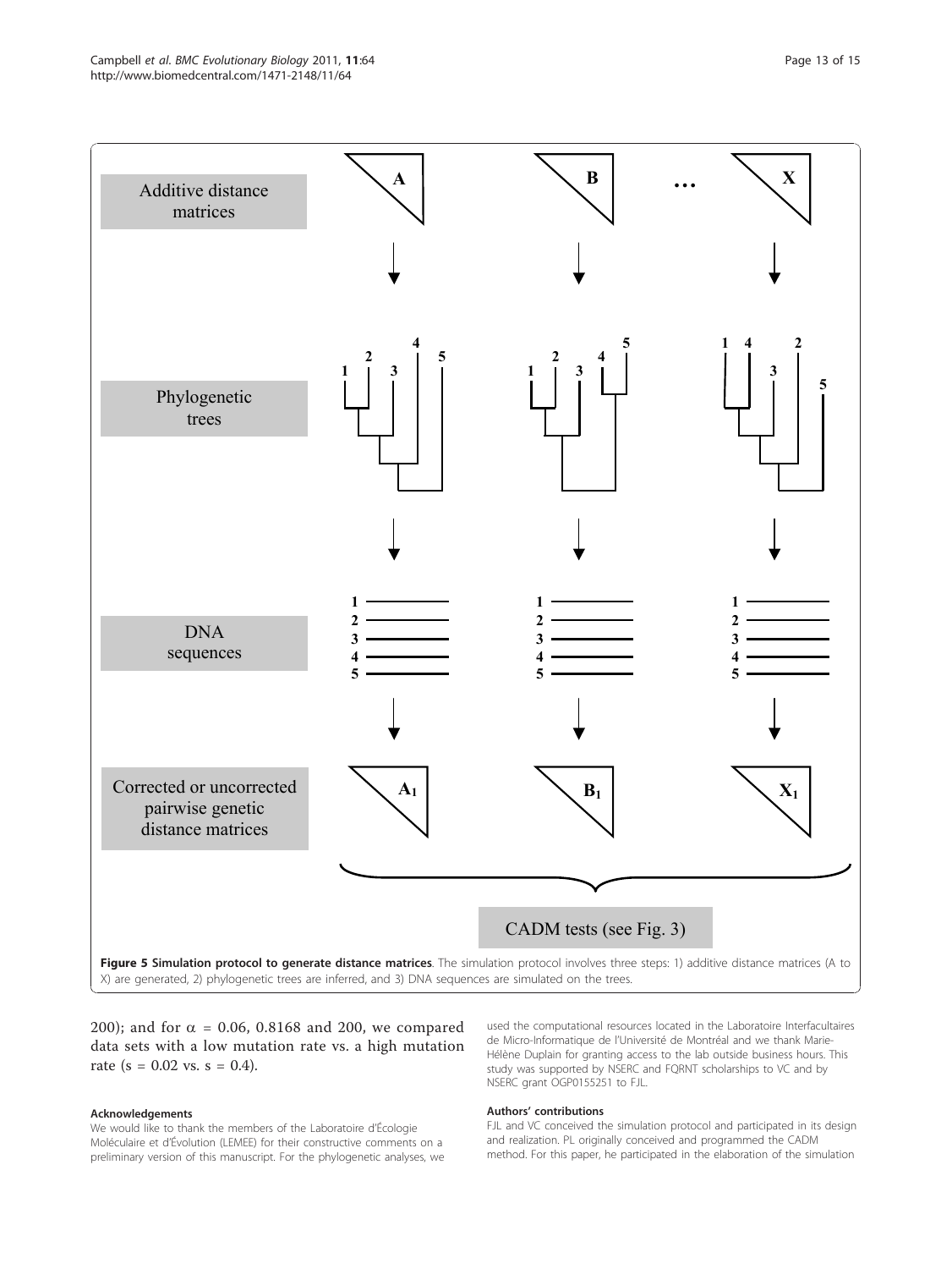**Figure 5 Simulation protocol to generate distance matrices**. The simulation protocol involves three steps: 1) additive distance matrices (A to X) are generated, 2) phylogenetic trees are inferred, and 3) DNA sequences are simulated on the trees.

200); and for $\alpha$ = 0.06, 0.8168 and 200, we compared data sets with a low mutation rate vs. a high mutation rate (s = 0.02 vs. s = 0.4).

### Acknowledgements

We would like to thank the members of the Laboratoire d'Écologie Moléculaire et d'Évolution (LEMEE) for their constructive comments on a preliminary version of this manuscript. For the phylogenetic analyses, we used the computational resources located in the Laboratoire Interfacultaires de Micro-Informatique de l'Université de Montréal and we thank Marie-Hélène Duplain for granting access to the lab outside business hours. This study was supported by NSERC and FQRNT scholarships to VC and by NSERC grant OGP0155251 to FJL.

### Authors' contributions

FJL and VC conceived the simulation protocol and participated in its design and realization. PL originally conceived and programmed the CADM method. For this paper, he participated in the elaboration of the simulation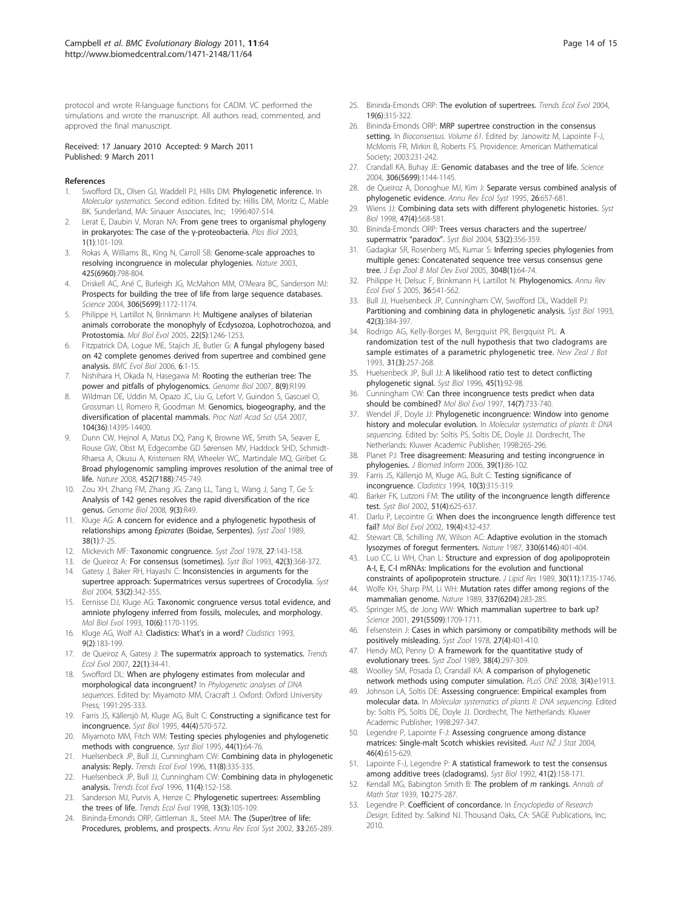protocol and wrote R-language functions for CADM. VC performed the simulations and wrote the manuscript. All authors read, commented, and approved the final manuscript.

Received: 17 January 2010 Accepted: 9 March 2011
Published: 9 March 2011

## References

1. Swofford DL, Olsen GJ, Waddell PJ, Hillis DM: **Phylogenetic inference.** In *Molecular systematics.* Second edition. Edited by: Hillis DM, Moritz C, Mable BK. Sunderland, MA: Sinauer Associates, Inc; 1996:407-514.
2. Lerat E, Daubin V, Moran NA: **From gene trees to organismal phylogeny in prokaryotes: The case of the γ-proteobacteria.** *Plos Biol* 2003, **1(1)**:101-109.
3. Rokas A, Williams BL, King N, Carroll SB: **Genome-scale approaches to resolving incongruence in molecular phylogenies.** *Nature* 2003, **425(6960)**:798-804.
4. Driskell AC, Ané C, Burleigh JG, McMahon MM, O'Meara BC, Sanderson MJ: **Prospects for building the tree of life from large sequence databases.** *Science* 2004, **306(5699)**:1172-1174.
5. Philippe H, Lartillot N, Brinkmann H: **Multigene analyses of bilaterian animals corroborate the monophyly of Ecdysozoa, Lophotrochozoa, and Protostomia.** *Mol Biol Evol* 2005, **22(5)**:1246-1253.
6. Fitzpatrick DA, Logue ME, Stajich JE, Butler G: **A fungal phylogeny based on 42 complete genomes derived from supertree and combined gene analysis.** *BMC Evol Biol* 2006, **6**:1-15.
7. Nishihara H, Okada N, Hasegawa M: **Rooting the eutherian tree: The power and pitfalls of phylogenomics.** *Genome Biol* 2007, **8(9)**:R199.
8. Wildman DE, Uddin M, Opazo JC, Liu G, Lefort V, Guindon S, Gascuel O, Grossman LI, Romero R, Goodman M: **Genomics, biogeography, and the diversification of placental mammals.** *Proc Natl Acad Sci USA* 2007, **104(36)**:14395-14400.
9. Dunn CW, Hejnol A, Matus DQ, Pang K, Browne WE, Smith SA, Seaver E, Rouse GW, Obst M, Edgecombe GD Sørensen MV, Haddock SHD, Schmidt-Rhaesa A, Okusu A, Kristensen RM, Wheeler WC, Martindale MQ, Giribet G: **Broad phylogenomic sampling improves resolution of the animal tree of life.** *Nature* 2008, **452(7188)**:745-749.
10. Zou XH, Zhang FM, Zhang JG, Zang LL, Tang L, Wang J, Sang T, Ge S: **Analysis of 142 genes resolves the rapid diversification of the rice genus.** *Genome Biol* 2008, **9(3)**:R49.
11. Kluge AG: **A concern for evidence and a phylogenetic hypothesis of relationships among *Epicrates* (Boidae, Serpentes).** *Syst Zool* 1989, **38(1)**:7-25.
12. Mickevich MF: **Taxonomic congruence.** *Syst Zool* 1978, **27**:143-158.
13. de Queiroz A: **For consensus (sometimes).** *Syst Biol* 1993, **42(3)**:368-372.
14. Gatesy J, Baker RH, Hayashi C: **Inconsistencies in arguments for the supertree approach: Supermatrices versus supertrees of Crocodylia.** *Syst Biol* 2004, **53(2)**:342-355.
15. Eernisse DJ, Kluge AG: **Taxonomic congruence versus total evidence, and amniote phylogeny inferred from fossils, molecules, and morphology.** *Mol Biol Evol* 1993, **10(6)**:1170-1195.
16. Kluge AG, Wolf AJ: **Cladistics: What's in a word?** *Cladistics* 1993, **9(2)**:183-199.
17. de Queiroz A, Gatesy J: **The supermatrix approach to systematics.** *Trends Ecol Evol* 2007, **22(1)**:34-41.
18. Swofford DL: **When are phylogeny estimates from molecular and morphological data incongruent?** In *Phylogenetic analyses of DNA sequences.* Edited by: Miyamoto MM, Cracraft J. Oxford: Oxford University Press; 1991:295-333.
19. Farris JS, Källersjö M, Kluge AG, Bult C: **Constructing a significance test for incongruence.** *Syst Biol* 1995, **44(4)**:570-572.
20. Miyamoto MM, Fitch WM: **Testing species phylogenies and phylogenetic methods with congruence.** *Syst Biol* 1995, **44(1)**:64-76.
21. Huelsenbeck JP, Bull JJ, Cunningham CW: **Combining data in phylogenetic analysis: Reply.** *Trends Ecol Evol* 1996, **11(8)**:335-335.
22. Huelsenbeck JP, Bull JJ, Cunningham CW: **Combining data in phylogenetic analysis.** *Trends Ecol Evol* 1996, **11(4)**:152-158.
23. Sanderson MJ, Purvis A, Henze C: **Phylogenetic supertrees: Assembling the trees of life.** *Trends Ecol Evol* 1998, **13(3)**:105-109.
24. Bininda-Emonds ORP, Gittleman JL, Steel MA: **The (Super)tree of life: Procedures, problems, and prospects.** *Annu Rev Ecol Syst* 2002, **33**:265-289.
25. Bininda-Emonds ORP: **The evolution of supertrees.** *Trends Ecol Evol* 2004, **19(6)**:315-322.
26. Bininda-Emonds ORP: **MRP supertree construction in the consensus setting.** In *Bioconsensus. Volume 61.* Edited by: Janowitz M, Lapointe F-J, McMorris FR, Mirkin B, Roberts FS. Providence: American Mathematical Society; 2003:231-242.
27. Crandall KA, Buhay JE: **Genomic databases and the tree of life.** *Science* 2004, **306(5699)**:1144-1145.
28. de Queiroz A, Donoghue MJ, Kim J: **Separate versus combined analysis of phylogenetic evidence.** *Annu Rev Ecol Syst* 1995, **26**:657-681.
29. Wiens JJ: **Combining data sets with different phylogenetic histories.** *Syst Biol* 1998, **47(4)**:568-581.
30. Bininda-Emonds ORP: **Trees versus characters and the supertree/supermatrix "paradox".** *Syst Biol* 2004, **53(2)**:356-359.
31. Gadagkar SR, Rosenberg MS, Kumar S: **Inferring species phylogenies from multiple genes: Concatenated sequence tree versus consensus gene tree.** *J Exp Zool B Mol Dev Evol* 2005, **304B(1)**:64-74.
32. Philippe H, Delsuc F, Brinkmann H, Lartillot N: **Phylogenomics.** *Annu Rev Ecol Evol S* 2005, **36**:541-562.
33. Bull JJ, Huelsenbeck JP, Cunningham CW, Swofford DL, Waddell PJ: **Partitioning and combining data in phylogenetic analysis.** *Syst Biol* 1993, **42(3)**:384-397.
34. Rodrigo AG, Kelly-Borges M, Bergquist PR, Bergquist PL: **A randomization test of the null hypothesis that two cladograms are sample estimates of a parametric phylogenetic tree.** *New Zeal J Bot* 1993, **31(3)**:257-268.
35. Huelsenbeck JP, Bull JJ: **A likelihood ratio test to detect conflicting phylogenetic signal.** *Syst Biol* 1996, **45(1)**:92-98.
36. Cunningham CW: **Can three incongruence tests predict when data should be combined?** *Mol Biol Evol* 1997, **14(7)**:733-740.
37. Wendel JF, Doyle JJ: **Phylogenetic incongruence: Window into genome history and molecular evolution.** In *Molecular systematics of plants II: DNA sequencing.* Edited by: Soltis PS, Soltis DE, Doyle JJ. Dordrecht, The Netherlands: Kluwer Academic Publisher; 1998:265-296.
38. Planet PJ: **Tree disagreement: Measuring and testing incongruence in phylogenies.** *J Biomed Inform* 2006, **39(1)**:86-102.
39. Farris JS, Källersjö M, Kluge AG, Bult C: **Testing significance of incongruence.** *Cladistics* 1994, **10(3)**:315-319.
40. Barker FK, Lutzoni FM: **The utility of the incongruence length difference test.** *Syst Biol* 2002, **51(4)**:625-637.
41. Darlu P, Lecointre G: **When does the incongruence length difference test fail?** *Mol Biol Evol* 2002, **19(4)**:432-437.
42. Stewart CB, Schilling JW, Wilson AC: **Adaptive evolution in the stomach lysozymes of foregut fermenters.** *Nature* 1987, **330(6146)**:401-404.
43. Luo CC, Li WH, Chan L: **Structure and expression of dog apolipoprotein A-I, E, C-I mRNAs: Implications for the evolution and functional constraints of apolipoprotein structure.** *J Lipid Res* 1989, **30(11)**:1735-1746.
44. Wolfe KH, Sharp PM, Li WH: **Mutation rates differ among regions of the mammalian genome.** *Nature* 1989, **337(6204)**:283-285.
45. Springer MS, de Jong WW: **Which mammalian supertree to bark up?** *Science* 2001, **291(5509)**:1709-1711.
46. Felsenstein J: **Cases in which parsimony or compatibility methods will be positively misleading.** *Syst Zool* 1978, **27(4)**:401-410.
47. Hendy MD, Penny D: **A framework for the quantitative study of evolutionary trees.** *Syst Zool* 1989, **38(4)**:297-309.
48. Woolley SM, Posada D, Crandall KA: **A comparison of phylogenetic network methods using computer simulation.** *PLoS ONE* 2008, **3(4)**:e1913.
49. Johnson LA, Soltis DE: **Assessing congruence: Empirical examples from molecular data.** In *Molecular systematics of plants II: DNA sequencing.* Edited by: Soltis PS, Soltis DE, Doyle JJ. Dordrecht, The Netherlands: Kluwer Academic Publisher; 1998:297-347.
50. Legendre P, Lapointe F-J: **Assessing congruence among distance matrices: Single-malt Scotch whiskies revisited.** *Aust NZ J Stat* 2004, **46(4)**:615-629.
51. Lapointe F-J, Legendre P: **A statistical framework to test the consensus among additive trees (cladograms).** *Syst Biol* 1992, **41(2)**:158-171.
52. Kendall MG, Babington Smith B: **The problem of *m* rankings.** *Annals of Math Stat* 1939, **10**:275-287.
53. Legendre P: **Coefficient of concordance.** In *Encyclopedia of Research Design.* Edited by: Salkind NJ. Thousand Oaks, CA: SAGE Publications, Inc; 2010.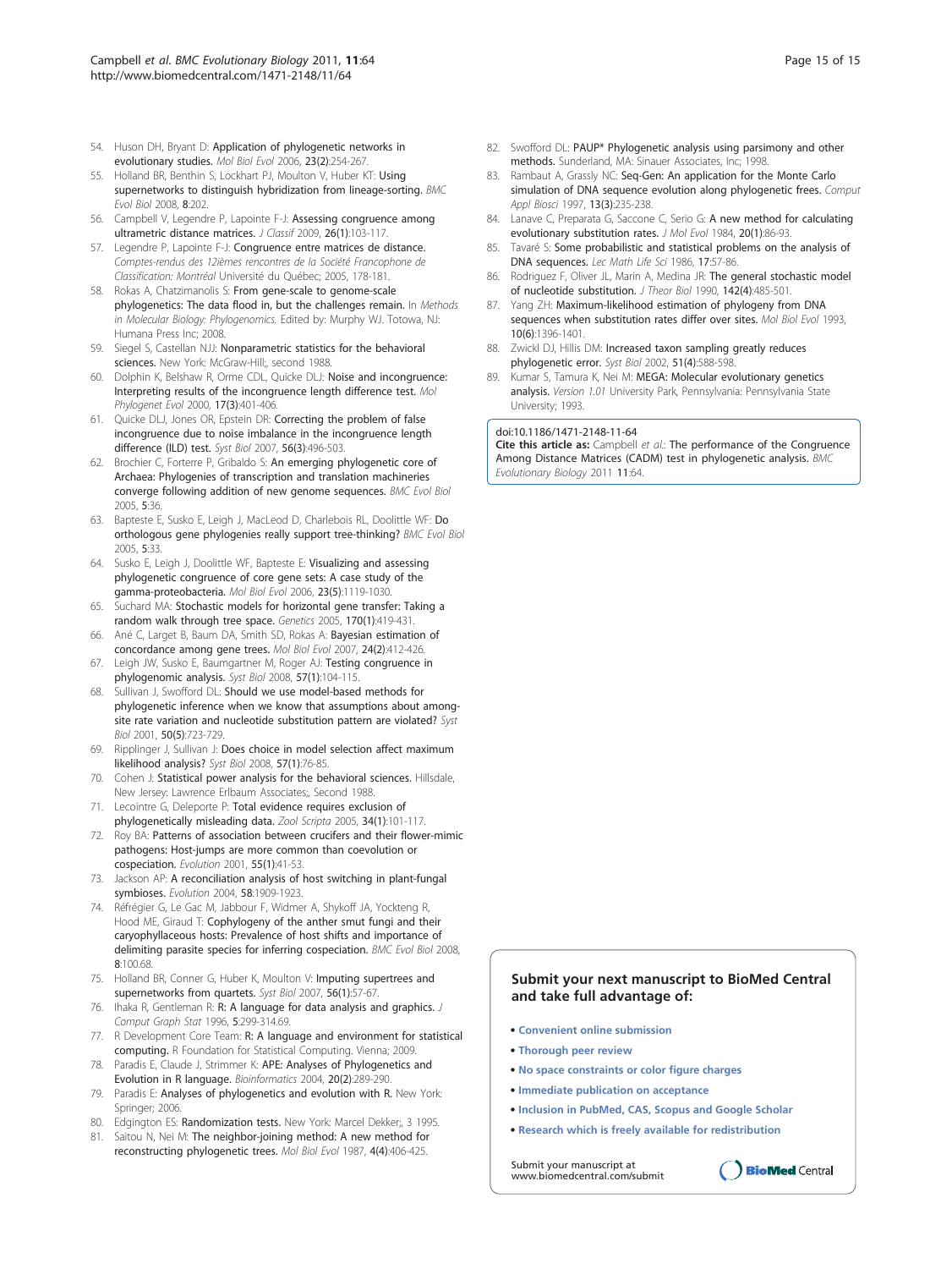54. Huson DH, Bryant D: **Application of phylogenetic networks in evolutionary studies.** *Mol Biol Evol* 2006, **23(2)**:254-267.
55. Holland BR, Benthin S, Lockhart PJ, Moulton V, Huber KT: **Using supernetworks to distinguish hybridization from lineage-sorting.** *BMC Evol Biol* 2008, **8**:202.
56. Campbell V, Legendre P, Lapointe F-J: **Assessing congruence among ultrametric distance matrices.** *J Classif* 2009, **26(1)**:103-117.
57. Legendre P, Lapointe F-J: **Congruence entre matrices de distance.** *Comptes-rendus des 12ièmes rencontres de la Société Francophone de Classification: Montréal* Université du Québec; 2005, 178-181.
58. Rokas A, Chatzimanolis S: **From gene-scale to genome-scale phylogenetics: The data flood in, but the challenges remain.** In *Methods in Molecular Biology: Phylogenomics.* Edited by: Murphy WJ. Totowa, NJ: Humana Press Inc; 2008.
59. Siegel S, Castellan NJJ: **Nonparametric statistics for the behavioral sciences.** New York: McGraw-Hill;, second 1988.
60. Dolphin K, Belshaw R, Orme CDL, Quicke DLJ: **Noise and incongruence: Interpreting results of the incongruence length difference test.** *Mol Phylogenet Evol* 2000, **17(3)**:401-406.
61. Quicke DLJ, Jones OR, Epstein DR: **Correcting the problem of false incongruence due to noise imbalance in the incongruence length difference (ILD) test.** *Syst Biol* 2007, **56(3)**:496-503.
62. Brochier C, Forterre P, Gribaldo S: **An emerging phylogenetic core of Archaea: Phylogenies of transcription and translation machineries converge following addition of new genome sequences.** *BMC Evol Biol* 2005, **5**:36.
63. Bapteste E, Susko E, Leigh J, MacLeod D, Charlebois RL, Doolittle WF: **Do orthologous gene phylogenies really support tree-thinking?** *BMC Evol Biol* 2005, **5**:33.
64. Susko E, Leigh J, Doolittle WF, Bapteste E: **Visualizing and assessing phylogenetic congruence of core gene sets: A case study of the gamma-proteobacteria.** *Mol Biol Evol* 2006, **23(5)**:1119-1030.
65. Suchard MA: **Stochastic models for horizontal gene transfer: Taking a random walk through tree space.** *Genetics* 2005, **170(1)**:419-431.
66. Ané C, Larget B, Baum DA, Smith SD, Rokas A: **Bayesian estimation of concordance among gene trees.** *Mol Biol Evol* 2007, **24(2)**:412-426.
67. Leigh JW, Susko E, Baumgartner M, Roger AJ: **Testing congruence in phylogenomic analysis.** *Syst Biol* 2008, **57(1)**:104-115.
68. Sullivan J, Swofford DL: **Should we use model-based methods for phylogenetic inference when we know that assumptions about among-site rate variation and nucleotide substitution pattern are violated?** *Syst Biol* 2001, **50(5)**:723-729.
69. Ripplinger J, Sullivan J: **Does choice in model selection affect maximum likelihood analysis?** *Syst Biol* 2008, **57(1)**:76-85.
70. Cohen J: **Statistical power analysis for the behavioral sciences.** Hillsdale, New Jersey: Lawrence Erlbaum Associates;, Second 1988.
71. Lecointre G, Deleporte P: **Total evidence requires exclusion of phylogenetically misleading data.** *Zool Scripta* 2005, **34(1)**:101-117.
72. Roy BA: **Patterns of association between crucifers and their flower-mimic pathogens: Host-jumps are more common than coevolution or cospeciation.** *Evolution* 2001, **55(1)**:41-53.
73. Jackson AP: **A reconciliation analysis of host switching in plant-fungal symbioses.** *Evolution* 2004, **58**:1909-1923.
74. Refrégier G, Le Gac M, Jabbour F, Widmer A, Shykoff JA, Yockteng R, Hood ME, Giraud T: **Cophylogeny of the anther smut fungi and their caryophyllaceous hosts: Prevalence of host shifts and importance of delimiting parasite species for inferring cospeciation.** *BMC Evol Biol* 2008, **8**:100.68.
75. Holland BR, Conner G, Huber K, Moulton V: **Imputing supertrees and supernetworks from quartets.** *Syst Biol* 2007, **56(1)**:57-67.
76. Ihaka R, Gentleman R: **R: A language for data analysis and graphics.** *J Comput Graph Stat* 1996, **5**:299-314.69.
77. R Development Core Team: **R: A language and environment for statistical computing.** R Foundation for Statistical Computing. Vienna; 2009.
78. Paradis E, Claude J, Strimmer K: **APE: Analyses of Phylogenetics and Evolution in R language.** *Bioinformatics* 2004, **20(2)**:289-290.
79. Paradis E: **Analyses of phylogenetics and evolution with R.** New York: Springer; 2006.
80. Edgington ES: **Randomization tests.** New York: Marcel Dekker;, 3 1995.
81. Saitou N, Nei M: **The neighbor-joining method: A new method for reconstructing phylogenetic trees.** *Mol Biol Evol* 1987, **4(4)**:406-425.
82. Swofford DL: **PAUP* Phylogenetic analysis using parsimony and other methods.** Sunderland, MA: Sinauer Associates, Inc; 1998.
83. Rambaut A, Grassly NC: **Seq-Gen: An application for the Monte Carlo simulation of DNA sequence evolution along phylogenetic frees.** *Comput Appl Biosci* 1997, **13(3)**:235-238.
84. Lanave C, Preparata G, Saccone C, Serio G: **A new method for calculating evolutionary substitution rates.** *J Mol Evol* 1984, **20(1)**:86-93.
85. Tavaré S: **Some probabilistic and statistical problems on the analysis of DNA sequences.** *Lec Math Life Sci* 1986, **17**:57-86.
86. Rodriguez F, Oliver JL, Marin A, Medina JR: **The general stochastic model of nucleotide substitution.** *J Theor Biol* 1990, **142(4)**:485-501.
87. Yang ZH: **Maximum-likelihood estimation of phylogeny from DNA sequences when substitution rates differ over sites.** *Mol Biol Evol* 1993, **10(6)**:1396-1401.
88. Zwickl DJ, Hillis DM: **Increased taxon sampling greatly reduces phylogenetic error.** *Syst Biol* 2002, **51(4)**:588-598.
89. Kumar S, Tamura K, Nei M: **MEGA: Molecular evolutionary genetics analysis.** *Version 1.01* University Park, Pennsylvania: Pennsylvania State University; 1993.

doi:10.1186/1471-2148-11-64

**Cite this article as:** Campbell *et al.*: The performance of the Congruence Among Distance Matrices (CADM) test in phylogenetic analysis. *BMC Evolutionary Biology* 2011 **11**:64.

**Submit your next manuscript to BioMed Central and take full advantage of:**

- **Convenient online submission**
- **Thorough peer review**
- **No space constraints or color figure charges**
- **Immediate publication on acceptance**
- **Inclusion in PubMed, CAS, Scopus and Google Scholar**
- **Research which is freely available for redistribution**

Submit your manuscript at www.biomedcentral.com/submit

BioMed Central